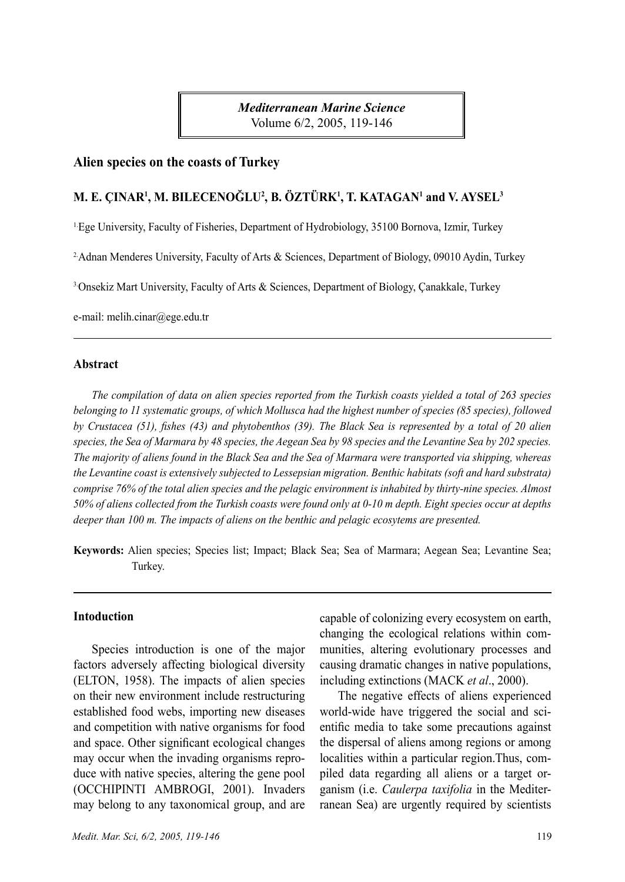# Alien species on the coasts of Turkey

## M. E. ÇINAR[1], M. BILECENOĞLU[2], B. ÖZTÜRK[1], T. KATAGAN[1] and V. AYSEL[3]

[1] Ege University, Faculty of Fisheries, Department of Hydrobiology, 35100 Bornova, Izmir, Turkey

[2] Adnan Menderes University, Faculty of Arts & Sciences, Department of Biology, 09010 Aydin, Turkey

[3] Onsekiz Mart University, Faculty of Arts & Sciences, Department of Biology, Çanakkale, Turkey

e-mail: melih.cinar@ege.edu.tr

---

### Abstract

*The compilation of data on alien species reported from the Turkish coasts yielded a total of 263 species belonging to 11 systematic groups, of which Mollusca had the highest number of species (85 species), followed by Crustacea (51), fishes (43) and phytobenthos (39). The Black Sea is represented by a total of 20 alien species, the Sea of Marmara by 48 species, the Aegean Sea by 98 species and the Levantine Sea by 202 species. The majority of aliens found in the Black Sea and the Sea of Marmara were transported via shipping, whereas the Levantine coast is extensively subjected to Lessepsian migration. Benthic habitats (soft and hard substrata) comprise 76% of the total alien species and the pelagic environment is inhabited by thirty-nine species. Almost 50% of aliens collected from the Turkish coasts were found only at 0-10 m depth. Eight species occur at depths deeper than 100 m. The impacts of aliens on the benthic and pelagic ecosytems are presented.*

**Keywords:** Alien species; Species list; Impact; Black Sea; Sea of Marmara; Aegean Sea; Levantine Sea; Turkey.

---

### Intoduction

Species introduction is one of the major factors adversely affecting biological diversity (ELTON, 1958). The impacts of alien species on their new environment include restructuring established food webs, importing new diseases and competition with native organisms for food and space. Other significant ecological changes may occur when the invading organisms reproduce with native species, altering the gene pool (OCCHIPINTI AMBROGI, 2001). Invaders may belong to any taxonomical group, and are capable of colonizing every ecosystem on earth, changing the ecological relations within communities, altering evolutionary processes and causing dramatic changes in native populations, including extinctions (MACK *et al*., 2000).

The negative effects of aliens experienced world-wide have triggered the social and scientific media to take some precautions against the dispersal of aliens among regions or among localities within a particular region.Thus, compiled data regarding all aliens or a target organism (i.e. *Caulerpa taxifolia* in the Mediterranean Sea) are urgently required by scientists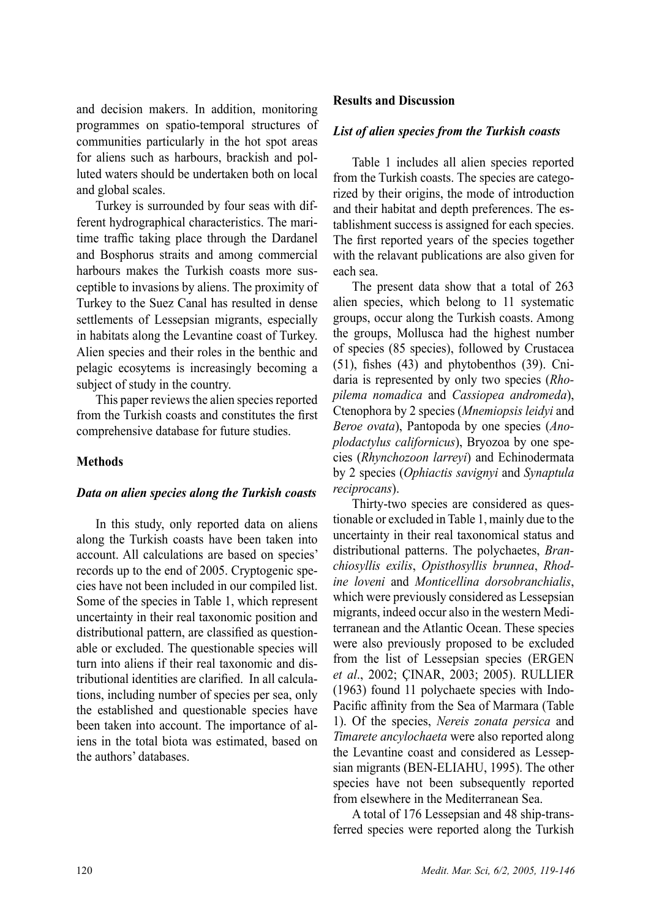and decision makers. In addition, monitoring programmes on spatio-temporal structures of communities particularly in the hot spot areas for aliens such as harbours, brackish and polluted waters should be undertaken both on local and global scales.

Turkey is surrounded by four seas with different hydrographical characteristics. The maritime traffic taking place through the Dardanel and Bosphorus straits and among commercial harbours makes the Turkish coasts more susceptible to invasions by aliens. The proximity of Turkey to the Suez Canal has resulted in dense settlements of Lessepsian migrants, especially in habitats along the Levantine coast of Turkey. Alien species and their roles in the benthic and pelagic ecosytems is increasingly becoming a subject of study in the country.

This paper reviews the alien species reported from the Turkish coasts and constitutes the first comprehensive database for future studies.

## Methods

### *Data on alien species along the Turkish coasts*

In this study, only reported data on aliens along the Turkish coasts have been taken into account. All calculations are based on species' records up to the end of 2005. Cryptogenic species have not been included in our compiled list. Some of the species in Table 1, which represent uncertainty in their real taxonomic position and distributional pattern, are classified as questionable or excluded. The questionable species will turn into aliens if their real taxonomic and distributional identities are clarified. In all calculations, including number of species per sea, only the established and questionable species have been taken into account. The importance of aliens in the total biota was estimated, based on the authors' databases.

## Results and Discussion

### *List of alien species from the Turkish coasts*

Table 1 includes all alien species reported from the Turkish coasts. The species are categorized by their origins, the mode of introduction and their habitat and depth preferences. The establishment success is assigned for each species. The first reported years of the species together with the relavant publications are also given for each sea.

The present data show that a total of 263 alien species, which belong to 11 systematic groups, occur along the Turkish coasts. Among the groups, Mollusca had the highest number of species (85 species), followed by Crustacea (51), fishes (43) and phytobenthos (39). Cnidaria is represented by only two species (*Rhopilema nomadica* and *Cassiopea andromeda*), Ctenophora by 2 species (*Mnemiopsis leidyi* and *Beroe ovata*), Pantopoda by one species (*Anoplodactylus californicus*), Bryozoa by one species (*Rhynchozoon larreyi*) and Echinodermata by 2 species (*Ophiactis savignyi* and *Synaptula reciprocans*).

Thirty-two species are considered as questionable or excluded in Table 1, mainly due to the uncertainty in their real taxonomical status and distributional patterns. The polychaetes, *Branchiosyllis exilis*, *Opisthosyllis brunnea*, *Rhodine loveni* and *Monticellina dorsobranchialis*, which were previously considered as Lessepsian migrants, indeed occur also in the western Mediterranean and the Atlantic Ocean. These species were also previously proposed to be excluded from the list of Lessepsian species (ERGEN *et al*., 2002; ÇINAR, 2003; 2005). RULLIER (1963) found 11 polychaete species with Indo-Pacific affinity from the Sea of Marmara (Table 1). Of the species, *Nereis zonata persica* and *Timarete ancylochaeta* were also reported along the Levantine coast and considered as Lessepsian migrants (BEN-ELIAHU, 1995). The other species have not been subsequently reported from elsewhere in the Mediterranean Sea.

A total of 176 Lessepsian and 48 ship-transferred species were reported along the Turkish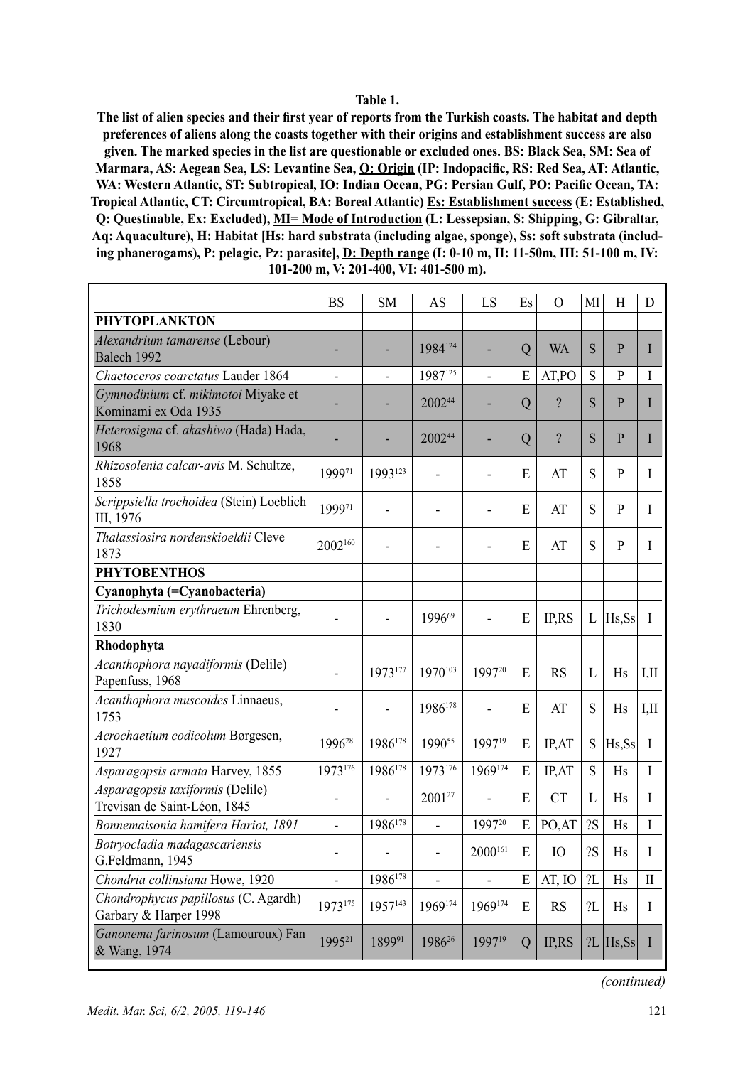**Table 1.**

**The list of alien species and their first year of reports from the Turkish coasts. The habitat and depth preferences of aliens along the coasts together with their origins and establishment success are also given. The marked species in the list are questionable or excluded ones. BS: Black Sea, SM: Sea of Marmara, AS: Aegean Sea, LS: Levantine Sea, O: Origin (IP: Indopacific, RS: Red Sea, AT: Atlantic, WA: Western Atlantic, ST: Subtropical, IO: Indian Ocean, PG: Persian Gulf, PO: Pacific Ocean, TA: Tropical Atlantic, CT: Circumtropical, BA: Boreal Atlantic) Es: Establishment success (E: Established, Q: Questinable, Ex: Excluded), MI= Mode of Introduction (L: Lessepsian, S: Shipping, G: Gibraltar, Aq: Aquaculture), H: Habitat [Hs: hard substrata (including algae, sponge), Ss: soft substrata (including phanerogams), P: pelagic, Pz: parasite], D: Depth range (I: 0-10 m, II: 11-50m, III: 51-100 m, IV: 101-200 m, V: 201-400, VI: 401-500 m).**

| | BS | SM | AS | LS | Es | O | MI | H | D |
|---|---|---|---|---|---|---|---|---|---|
| **PHYTOPLANKTON** | | | | | | | | | |
| *Alexandrium tamarense* (Lebour) Balech 1992 | - | - | 1984[124] | - | Q | WA | S | P | I |
| *Chaetoceros coarctatus* Lauder 1864 | - | - | 1987[125] | - | E | AT,PO | S | P | I |
| *Gymnodinium* cf. *mikimotoi* Miyake et Kominami ex Oda 1935 | - | - | 2002[44] | - | Q | ? | S | P | I |
| *Heterosigma* cf. *akashiwo* (Hada) Hada, 1968 | - | - | 2002[44] | - | Q | ? | S | P | I |
| *Rhizosolenia calcar-avis* M. Schultze, 1858 | 1999[71] | 1993[123] | - | - | E | AT | S | P | I |
| *Scrippsiella trochoidea* (Stein) Loeblich III, 1976 | 1999[71] | - | - | - | E | AT | S | P | I |
| *Thalassiosira nordenskioeldii* Cleve 1873 | 2002[160] | - | - | - | E | AT | S | P | I |
| **PHYTOBENTHOS** | | | | | | | | | |
| **Cyanophyta (=Cyanobacteria)** | | | | | | | | | |
| *Trichodesmium erythraeum* Ehrenberg, 1830 | - | - | 1996[69] | - | E | IP,RS | L | Hs,Ss | I |
| **Rhodophyta** | | | | | | | | | |
| *Acanthophora nayadiformis* (Delile) Papenfuss, 1968 | - | 1973[177] | 1970[103] | 1997[20] | E | RS | L | Hs | I,II |
| *Acanthophora muscoides* Linnaeus, 1753 | - | - | 1986[178] | - | E | AT | S | Hs | I,II |
| *Acrochaetium codicolum* Børgesen, 1927 | 1996[28] | 1986[178] | 1990[55] | 1997[19] | E | IP,AT | S | Hs,Ss | I |
| *Asparagopsis armata* Harvey, 1855 | 1973[176] | 1986[178] | 1973[176] | 1969[174] | E | IP,AT | S | Hs | I |
| *Asparagopsis taxiformis* (Delile) Trevisan de Saint-Léon, 1845 | - | - | 2001[27] | - | E | CT | L | Hs | I |
| *Bonnemaisonia hamifera Hariot, 1891* | - | 1986[178] | - | 1997[20] | E | PO,AT | ?S | Hs | I |
| *Botryocladia madagascariensis* G.Feldmann, 1945 | - | - | - | 2000[161] | E | IO | ?S | Hs | I |
| *Chondria collinsiana* Howe, 1920 | - | 1986[178] | - | - | E | AT, IO | ?L | Hs | II |
| *Chondrophycus papillosus* (C. Agardh) Garbary & Harper 1998 | 1973[175] | 1957[143] | 1969[174] | 1969[174] | E | RS | ?L | Hs | I |
| *Ganonema farinosum* (Lamouroux) Fan & Wang, 1974 | 1995[21] | 1899[91] | 1986[26] | 1997[19] | Q | IP,RS | ?L | Hs,Ss | I |

*(continued)*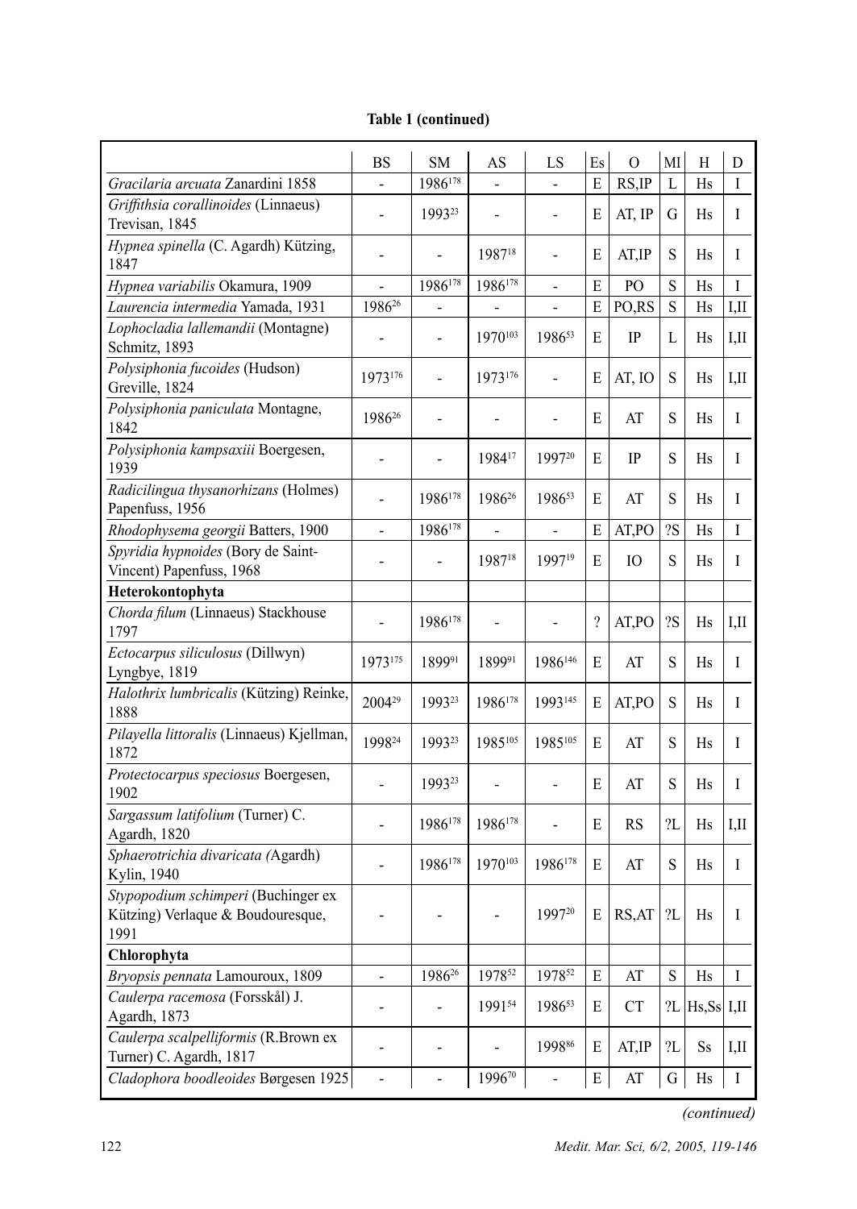**Table 1 (continued)**

| | BS | SM | AS | LS | Es | O | MI | H | D |
|---|---|---|---|---|---|---|---|---|---|
| *Gracilaria arcuata* Zanardini 1858 | - | 1986[178] | - | - | E | RS,IP | L | Hs | I |
| *Griffithsia corallinoides* (Linnaeus) Trevisan, 1845 | - | 1993[23] | - | - | E | AT, IP | G | Hs | I |
| *Hypnea spinella* (C. Agardh) Kützing, 1847 | - | - | 1987[18] | - | E | AT,IP | S | Hs | I |
| *Hypnea variabilis* Okamura, 1909 | - | 1986[178] | 1986[178] | - | E | PO | S | Hs | I |
| *Laurencia intermedia* Yamada, 1931 | 1986[26] | - | - | - | E | PO,RS | S | Hs | I,II |
| *Lophocladia lallemandii* (Montagne) Schmitz, 1893 | - | - | 1970[103] | 1986[53] | E | IP | L | Hs | I,II |
| *Polysiphonia fucoides* (Hudson) Greville, 1824 | 1973[176] | - | 1973[176] | - | E | AT, IO | S | Hs | I,II |
| *Polysiphonia paniculata* Montagne, 1842 | 1986[26] | - | - | - | E | AT | S | Hs | I |
| *Polysiphonia kampsaxiii* Boergesen, 1939 | - | - | 1984[17] | 1997[20] | E | IP | S | Hs | I |
| *Radicilingua thysanorhizans* (Holmes) Papenfuss, 1956 | - | 1986[178] | 1986[26] | 1986[53] | E | AT | S | Hs | I |
| *Rhodophysema georgii* Batters, 1900 | - | 1986[178] | - | - | E | AT,PO | ?S | Hs | I |
| *Spyridia hypnoides* (Bory de Saint-Vincent) Papenfuss, 1968 | - | - | 1987[18] | 1997[19] | E | IO | S | Hs | I |
| **Heterokontophyta** | | | | | | | | | |
| *Chorda filum* (Linnaeus) Stackhouse 1797 | - | 1986[178] | - | - | ? | AT,PO | ?S | Hs | I,II |
| *Ectocarpus siliculosus* (Dillwyn) Lyngbye, 1819 | 1973[175] | 1899[91] | 1899[91] | 1986[146] | E | AT | S | Hs | I |
| *Halothrix lumbricalis* (Kützing) Reinke, 1888 | 2004[29] | 1993[23] | 1986[178] | 1993[145] | E | AT,PO | S | Hs | I |
| *Pilayella littoralis* (Linnaeus) Kjellman, 1872 | 1998[24] | 1993[23] | 1985[105] | 1985[105] | E | AT | S | Hs | I |
| *Protectocarpus speciosus* Boergesen, 1902 | - | 1993[23] | - | - | E | AT | S | Hs | I |
| *Sargassum latifolium* (Turner) C. Agardh, 1820 | - | 1986[178] | 1986[178] | - | E | RS | ?L | Hs | I,II |
| *Sphaerotrichia divaricata (*Agardh) Kylin, 1940 | - | 1986[178] | 1970[103] | 1986[178] | E | AT | S | Hs | I |
| *Stypopodium schimperi* (Buchinger ex Kützing) Verlaque & Boudouresque, 1991 | - | - | - | 1997[20] | E | RS,AT | ?L | Hs | I |
| **Chlorophyta** | | | | | | | | | |
| *Bryopsis pennata* Lamouroux, 1809 | - | 1986[26] | 1978[52] | 1978[52] | E | AT | S | Hs | I |
| *Caulerpa racemosa* (Forsskål) J. Agardh, 1873 | - | - | 1991[54] | 1986[53] | E | CT | ?L | Hs,Ss | I,II |
| *Caulerpa scalpelliformis* (R.Brown ex Turner) C. Agardh, 1817 | - | - | - | 1998[86] | E | AT,IP | ?L | Ss | I,II |
| *Cladophora boodleoides* Børgesen 1925 | - | - | 1996[70] | - | E | AT | G | Hs | I |

*(continued)*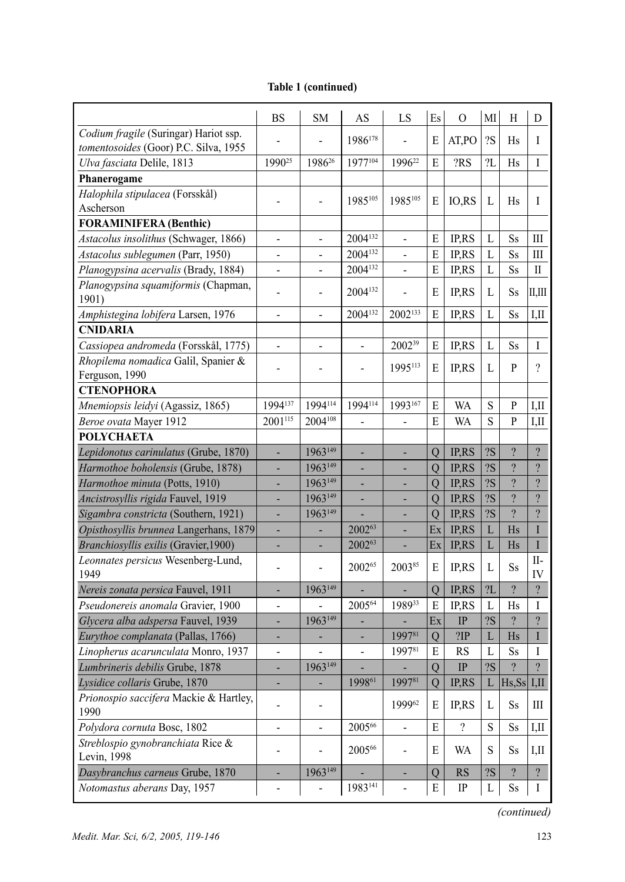**Table 1 (continued)**

| | BS | SM | AS | LS | Es | O | MI | H | D |
|---|---|---|---|---|---|---|---|---|---|
| *Codium fragile* (Suringar) Hariot ssp. *tomentosoides* (Goor) P.C. Silva, 1955 | - | - | 1986[178] | - | E | AT,PO | ?S | Hs | I |
| *Ulva fasciata* Delile, 1813 | 1990[25] | 1986[26] | 1977[104] | 1996[22] | E | ?RS | ?L | Hs | I |
| **Phanerogame** | | | | | | | | | |
| *Halophila stipulacea* (Forsskål) Ascherson | - | - | 1985[105] | 1985[105] | E | IO,RS | L | Hs | I |
| **FORAMINIFERA (Benthic)** | | | | | | | | | |
| *Astacolus insolithus* (Schwager, 1866) | - | - | 2004[132] | - | E | IP,RS | L | Ss | III |
| *Astacolus sublegumen* (Parr, 1950) | - | - | 2004[132] | - | E | IP,RS | L | Ss | III |
| *Planogypsina acervalis* (Brady, 1884) | - | - | 2004[132] | - | E | IP,RS | L | Ss | II |
| *Planogypsina squamiformis* (Chapman, 1901) | - | - | 2004[132] | - | E | IP,RS | L | Ss | II,III |
| *Amphistegina lobifera* Larsen, 1976 | - | - | 2004[132] | 2002[133] | E | IP,RS | L | Ss | I,II |
| **CNIDARIA** | | | | | | | | | |
| *Cassiopea andromeda* (Forsskål, 1775) | - | - | - | 2002[39] | E | IP,RS | L | Ss | I |
| *Rhopilema nomadica* Galil, Spanier & Ferguson, 1990 | - | - | - | 1995[113] | E | IP,RS | L | P | ? |
| **CTENOPHORA** | | | | | | | | | |
| *Mnemiopsis leidyi* (Agassiz, 1865) | 1994[137] | 1994[114] | 1994[114] | 1993[167] | E | WA | S | P | I,II |
| *Beroe ovata* Mayer 1912 | 2001[115] | 2004[108] | - | - | E | WA | S | P | I,II |
| **POLYCHAETA** | | | | | | | | | |
| *Lepidonotus carinulatus* (Grube, 1870) | - | 1963[149] | - | - | Q | IP,RS | ?S | ? | ? |
| *Harmothoe boholensis* (Grube, 1878) | - | 1963[149] | - | - | Q | IP,RS | ?S | ? | ? |
| *Harmothoe minuta* (Potts, 1910) | - | 1963[149] | - | - | Q | IP,RS | ?S | ? | ? |
| *Ancistrosyllis rigida* Fauvel, 1919 | - | 1963[149] | - | - | Q | IP,RS | ?S | ? | ? |
| *Sigambra constricta* (Southern, 1921) | - | 1963[149] | - | - | Q | IP,RS | ?S | ? | ? |
| *Opisthosyllis brunnea* Langerhans, 1879 | - | - | 2002[63] | - | Ex | IP,RS | L | Hs | I |
| *Branchiosyllis exilis* (Gravier,1900) | - | - | 2002[63] | - | Ex | IP,RS | L | Hs | I |
| *Leonnates persicus* Wesenberg-Lund, 1949 | - | - | 2002[65] | 2003[85] | E | IP,RS | L | Ss | II-IV |
| *Nereis zonata persica* Fauvel, 1911 | - | 1963[149] | - | - | Q | IP,RS | ?L | ? | ? |
| *Pseudonereis anomala* Gravier, 1900 | - | - | 2005[64] | 1989[33] | E | IP,RS | L | Hs | I |
| *Glycera alba adspersa* Fauvel, 1939 | - | 1963[149] | - | - | Ex | IP | ?S | ? | ? |
| *Eurythoe complanata* (Pallas, 1766) | - | - | - | 1997[81] | Q | ?IP | L | Hs | I |
| *Linopherus acarunculata* Monro, 1937 | - | - | - | 1997[81] | E | RS | L | Ss | I |
| *Lumbrineris debilis* Grube, 1878 | - | 1963[149] | - | - | Q | IP | ?S | ? | ? |
| *Lysidice collaris* Grube, 1870 | - | - | 1998[61] | 1997[81] | Q | IP,RS | L | Hs,Ss | I,II |
| *Prionospio saccifera* Mackie & Hartley, 1990 | - | - | | 1999[62] | E | IP,RS | L | Ss | III |
| *Polydora cornuta* Bosc, 1802 | - | - | 2005[66] | - | E | ? | S | Ss | I,II |
| *Streblospio gynobranchiata* Rice & Levin, 1998 | - | - | 2005[66] | - | E | WA | S | Ss | I,II |
| *Dasybranchus carneus* Grube, 1870 | - | 1963[149] | - | - | Q | RS | ?S | ? | ? |
| *Notomastus aberans* Day, 1957 | - | - | 1983[141] | - | E | IP | L | Ss | I |

*(continued)*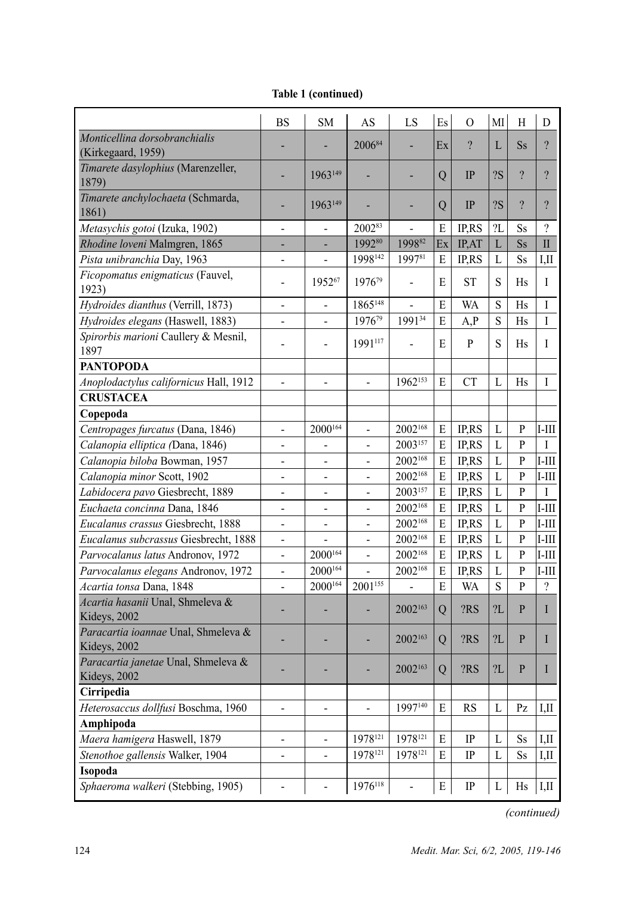**Table 1 (continued)**

| | BS | SM | AS | LS | Es | O | MI | H | D |
|---|---|---|---|---|---|---|---|---|---|
| *Monticellina dorsobranchialis* (Kirkegaard, 1959) | - | - | 2006[84] | - | Ex | ? | L | Ss | ? |
| *Timarete dasylophius* (Marenzeller, 1879) | - | 1963[149] | - | - | Q | IP | ?S | ? | ? |
| *Timarete anchylochaeta* (Schmarda, 1861) | - | 1963[149] | - | - | Q | IP | ?S | ? | ? |
| *Metasychis gotoi* (Izuka, 1902) | - | - | 2002[83] | - | E | IP,RS | ?L | Ss | ? |
| *Rhodine loveni* Malmgren, 1865 | - | - | 1992[80] | 1998[82] | Ex | IP,AT | L | Ss | II |
| *Pista unibranchia* Day, 1963 | - | - | 1998[142] | 1997[81] | E | IP,RS | L | Ss | I,II |
| *Ficopomatus enigmaticus* (Fauvel, 1923) | - | 1952[67] | 1976[79] | - | E | ST | S | Hs | I |
| *Hydroides dianthus* (Verrill, 1873) | - | - | 1865[148] | - | E | WA | S | Hs | I |
| *Hydroides elegans* (Haswell, 1883) | - | - | 1976[79] | 1991[34] | E | A,P | S | Hs | I |
| *Spirorbis marioni* Caullery & Mesnil, 1897 | - | - | 1991[117] | - | E | P | S | Hs | I |
| **PANTOPODA** | | | | | | | | | |
| *Anoplodactylus californicus* Hall, 1912 | - | - | - | 1962[153] | E | CT | L | Hs | I |
| **CRUSTACEA** | | | | | | | | | |
| **Copepoda** | | | | | | | | | |
| *Centropages furcatus* (Dana, 1846) | - | 2000[164] | - | 2002[168] | E | IP,RS | L | P | I-III |
| *Calanopia elliptica (*Dana, 1846) | - | - | - | 2003[157] | E | IP,RS | L | P | I |
| *Calanopia biloba* Bowman, 1957 | - | - | - | 2002[168] | E | IP,RS | L | P | I-III |
| *Calanopia minor* Scott, 1902 | - | - | - | 2002[168] | E | IP,RS | L | P | I-III |
| *Labidocera pavo* Giesbrecht, 1889 | - | - | - | 2003[157] | E | IP,RS | L | P | I |
| *Euchaeta concinna* Dana, 1846 | - | - | - | 2002[168] | E | IP,RS | L | P | I-III |
| *Eucalanus crassus* Giesbrecht, 1888 | - | - | - | 2002[168] | E | IP,RS | L | P | I-III |
| *Eucalanus subcrassus* Giesbrecht, 1888 | - | - | - | 2002[168] | E | IP,RS | L | P | I-III |
| *Parvocalanus latus* Andronov, 1972 | - | 2000[164] | - | 2002[168] | E | IP,RS | L | P | I-III |
| *Parvocalanus elegans* Andronov, 1972 | - | 2000[164] | - | 2002[168] | E | IP,RS | L | P | I-III |
| *Acartia tonsa* Dana, 1848 | - | 2000[164] | 2001[155] | - | E | WA | S | P | ? |
| *Acartia hasanii* Unal, Shmeleva & Kideys, 2002 | - | - | - | 2002[163] | Q | ?RS | ?L | P | I |
| *Paracartia ioannae* Unal, Shmeleva & Kideys, 2002 | - | - | - | 2002[163] | Q | ?RS | ?L | P | I |
| *Paracartia janetae* Unal, Shmeleva & Kideys, 2002 | - | - | - | 2002[163] | Q | ?RS | ?L | P | I |
| **Cirripedia** | | | | | | | | | |
| *Heterosaccus dollfusi* Boschma, 1960 | - | - | - | 1997[140] | E | RS | L | Pz | I,II |
| **Amphipoda** | | | | | | | | | |
| *Maera hamigera* Haswell, 1879 | - | - | 1978[121] | 1978[121] | E | IP | L | Ss | I,II |
| *Stenothoe gallensis* Walker, 1904 | - | - | 1978[121] | 1978[121] | E | IP | L | Ss | I,II |
| **Isopoda** | | | | | | | | | |
| *Sphaeroma walkeri* (Stebbing, 1905) | - | - | 1976[118] | - | E | IP | L | Hs | I,II |

*(continued)*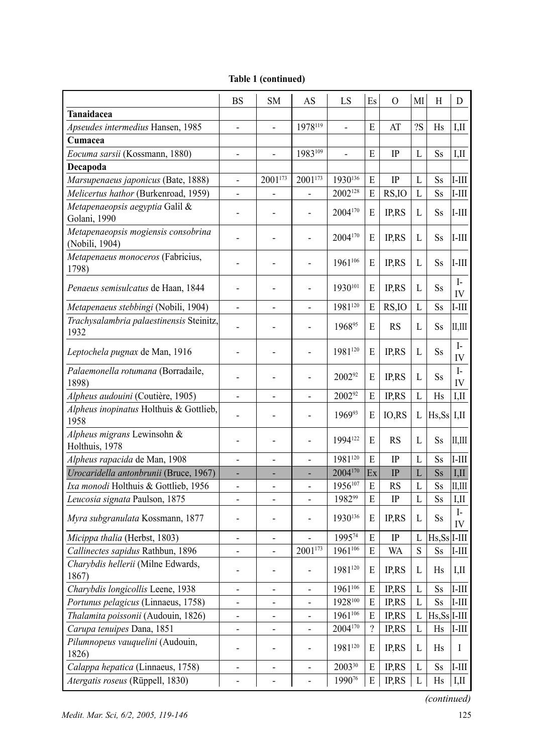**Table 1 (continued)**

| | BS | SM | AS | LS | Es | O | MI | H | D |
|---|---|---|---|---|---|---|---|---|---|
| **Tanaidacea** | | | | | | | | | |
| *Apseudes intermedius* Hansen, 1985 | - | - | 1978[119] | - | E | AT | ?S | Hs | I,II |
| **Cumacea** | | | | | | | | | |
| *Eocuma sarsii* (Kossmann, 1880) | - | - | 1983[109] | - | E | IP | L | Ss | I,II |
| **Decapoda** | | | | | | | | | |
| *Marsupenaeus japonicus* (Bate, 1888) | - | 2001[173] | 2001[173] | 1930[136] | E | IP | L | Ss | I-III |
| *Melicertus hathor* (Burkenroad, 1959) | - | - | - | 2002[128] | E | RS,IO | L | Ss | I-III |
| *Metapenaeopsis aegyptia* Galil & Golani, 1990 | - | - | - | 2004[170] | E | IP,RS | L | Ss | I-III |
| *Metapenaeopsis mogiensis consobrina* (Nobili, 1904) | - | - | - | 2004[170] | E | IP,RS | L | Ss | I-III |
| *Metapenaeus monoceros* (Fabricius, 1798) | - | - | - | 1961[106] | E | IP,RS | L | Ss | I-III |
| *Penaeus semisulcatus* de Haan, 1844 | - | - | - | 1930[101] | E | IP,RS | L | Ss | I-IV |
| *Metapenaeus stebbingi* (Nobili, 1904) | - | - | - | 1981[120] | E | RS,IO | L | Ss | I-III |
| *Trachysalambria palaestinensis* Steinitz, 1932 | - | - | - | 1968[95] | E | RS | L | Ss | II,III |
| *Leptochela pugnax* de Man, 1916 | - | - | - | 1981[120] | E | IP,RS | L | Ss | I-IV |
| *Palaemonella rotumana* (Borradaile, 1898) | - | - | - | 2002[92] | E | IP,RS | L | Ss | I-IV |
| *Alpheus audouini* (Coutière, 1905) | - | - | - | 2002[92] | E | IP,RS | L | Hs | I,II |
| *Alpheus inopinatus* Holthuis & Gottlieb, 1958 | - | - | - | 1969[93] | E | IO,RS | L | Hs,Ss | I,II |
| *Alpheus migrans* Lewinsohn & Holthuis, 1978 | - | - | - | 1994[122] | E | RS | L | Ss | II,III |
| *Alpheus rapacida* de Man, 1908 | - | - | - | 1981[120] | E | IP | L | Ss | I-III |
| *Urocaridella antonbrunii* (Bruce, 1967) | - | - | - | 2004[170] | Ex | IP | L | Ss | I,II |
| *Ixa monodi* Holthuis & Gottlieb, 1956 | - | - | - | 1956[107] | E | RS | L | Ss | II,III |
| *Leucosia signata* Paulson, 1875 | - | - | - | 1982[99] | E | IP | L | Ss | I,II |
| *Myra subgranulata* Kossmann, 1877 | - | - | - | 1930[136] | E | IP,RS | L | Ss | I-IV |
| *Micippa thalia* (Herbst, 1803) | - | - | - | 1995[74] | E | IP | L | Hs,Ss | I-III |
| *Callinectes sapidus* Rathbun, 1896 | - | - | 2001[173] | 1961[106] | E | WA | S | Ss | I-III |
| *Charybdis hellerii* (Milne Edwards, 1867) | - | - | - | 1981[120] | E | IP,RS | L | Hs | I,II |
| *Charybdis longicollis* Leene, 1938 | - | - | - | 1961[106] | E | IP,RS | L | Ss | I-III |
| *Portunus pelagicus* (Linnaeus, 1758) | - | - | - | 1928[100] | E | IP,RS | L | Ss | I-III |
| *Thalamita poissonii* (Audouin, 1826) | - | - | - | 1961[106] | E | IP,RS | L | Hs,Ss | I-III |
| *Carupa tenuipes* Dana, 1851 | - | - | - | 2004[170] | ? | IP,RS | L | Hs | I-III |
| *Pilumnopeus vauquelini* (Audouin, 1826) | - | - | - | 1981[120] | E | IP,RS | L | Hs | I |
| *Calappa hepatica* (Linnaeus, 1758) | - | - | - | 2003[30] | E | IP,RS | L | Ss | I-III |
| *Atergatis roseus* (Rüppell, 1830) | - | - | - | 1990[76] | E | IP,RS | L | Hs | I,II |

*(continued)*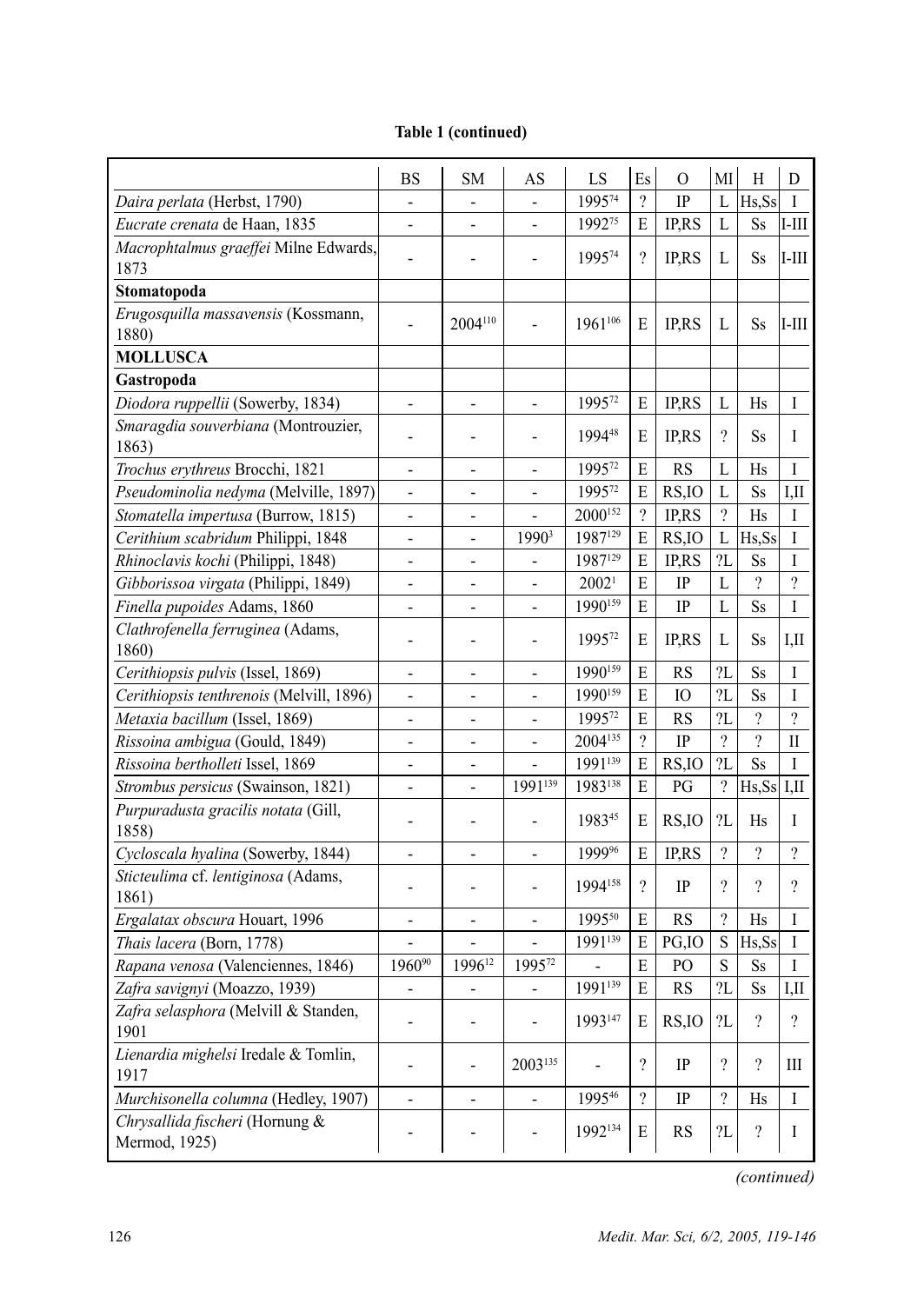**Table 1 (continued)**

| | BS | SM | AS | LS | Es | O | MI | H | D |
|---|---|---|---|---|---|---|---|---|---|
| *Daira perlata* (Herbst, 1790) | - | - | - | 1995[74] | ? | IP | L | Hs,Ss | I |
| *Eucrate crenata* de Haan, 1835 | - | - | - | 1992[75] | E | IP,RS | L | Ss | I-III |
| *Macrophtalmus graeffei* Milne Edwards, 1873 | - | - | - | 1995[74] | ? | IP,RS | L | Ss | I-III |
| **Stomatopoda** | | | | | | | | | |
| *Erugosquilla massavensis* (Kossmann, 1880) | - | 2004[110] | - | 1961[106] | E | IP,RS | L | Ss | I-III |
| **MOLLUSCA** | | | | | | | | | |
| **Gastropoda** | | | | | | | | | |
| *Diodora ruppellii* (Sowerby, 1834) | - | - | - | 1995[72] | E | IP,RS | L | Hs | I |
| *Smaragdia souverbiana* (Montrouzier, 1863) | - | - | - | 1994[48] | E | IP,RS | ? | Ss | I |
| *Trochus erythreus* Brocchi, 1821 | - | - | - | 1995[72] | E | RS | L | Hs | I |
| *Pseudominolia nedyma* (Melville, 1897) | - | - | - | 1995[72] | E | RS,IO | L | Ss | I,II |
| *Stomatella impertusa* (Burrow, 1815) | - | - | - | 2000[152] | ? | IP,RS | ? | Hs | I |
| *Cerithium scabridum* Philippi, 1848 | - | - | 1990[3] | 1987[129] | E | RS,IO | L | Hs,Ss | I |
| *Rhinoclavis kochi* (Philippi, 1848) | - | - | - | 1987[129] | E | IP,RS | ?L | Ss | I |
| *Gibborissoa virgata* (Philippi, 1849) | - | - | - | 2002[1] | E | IP | L | ? | ? |
| *Finella pupoides* Adams, 1860 | - | - | - | 1990[159] | E | IP | L | Ss | I |
| *Clathrofenella ferruginea* (Adams, 1860) | - | - | - | 1995[72] | E | IP,RS | L | Ss | I,II |
| *Cerithiopsis pulvis* (Issel, 1869) | - | - | - | 1990[159] | E | RS | ?L | Ss | I |
| *Cerithiopsis tenthrenois* (Melvill, 1896) | - | - | - | 1990[159] | E | IO | ?L | Ss | I |
| *Metaxia bacillum* (Issel, 1869) | - | - | - | 1995[72] | E | RS | ?L | ? | ? |
| *Rissoina ambigua* (Gould, 1849) | - | - | - | 2004[135] | ? | IP | ? | ? | II |
| *Rissoina bertholleti* Issel, 1869 | - | - | - | 1991[139] | E | RS,IO | ?L | Ss | I |
| *Strombus persicus* (Swainson, 1821) | - | - | 1991[139] | 1983[138] | E | PG | ? | Hs,Ss | I,II |
| *Purpuradusta gracilis notata* (Gill, 1858) | - | - | - | 1983[45] | E | RS,IO | ?L | Hs | I |
| *Cycloscala hyalina* (Sowerby, 1844) | - | - | - | 1999[96] | E | IP,RS | ? | ? | ? |
| *Sticteulima* cf. *lentiginosa* (Adams, 1861) | - | - | - | 1994[158] | ? | IP | ? | ? | ? |
| *Ergalatax obscura* Houart, 1996 | - | - | - | 1995[50] | E | RS | ? | Hs | I |
| *Thais lacera* (Born, 1778) | - | - | - | 1991[139] | E | PG,IO | S | Hs,Ss | I |
| *Rapana venosa* (Valenciennes, 1846) | 1960[90] | 1996[12] | 1995[72] | - | E | PO | S | Ss | I |
| *Zafra savignyi* (Moazzo, 1939) | - | - | - | 1991[139] | E | RS | ?L | Ss | I,II |
| *Zafra selasphora* (Melvill & Standen, 1901 | - | - | - | 1993[147] | E | RS,IO | ?L | ? | ? |
| *Lienardia mighelsi* Iredale & Tomlin, 1917 | - | - | 2003[135] | - | ? | IP | ? | ? | III |
| *Murchisonella columna* (Hedley, 1907) | - | - | - | 1995[46] | ? | IP | ? | Hs | I |
| *Chrysallida fischeri* (Hornung & Mermod, 1925) | - | - | - | 1992[134] | E | RS | ?L | ? | I |

*(continued)*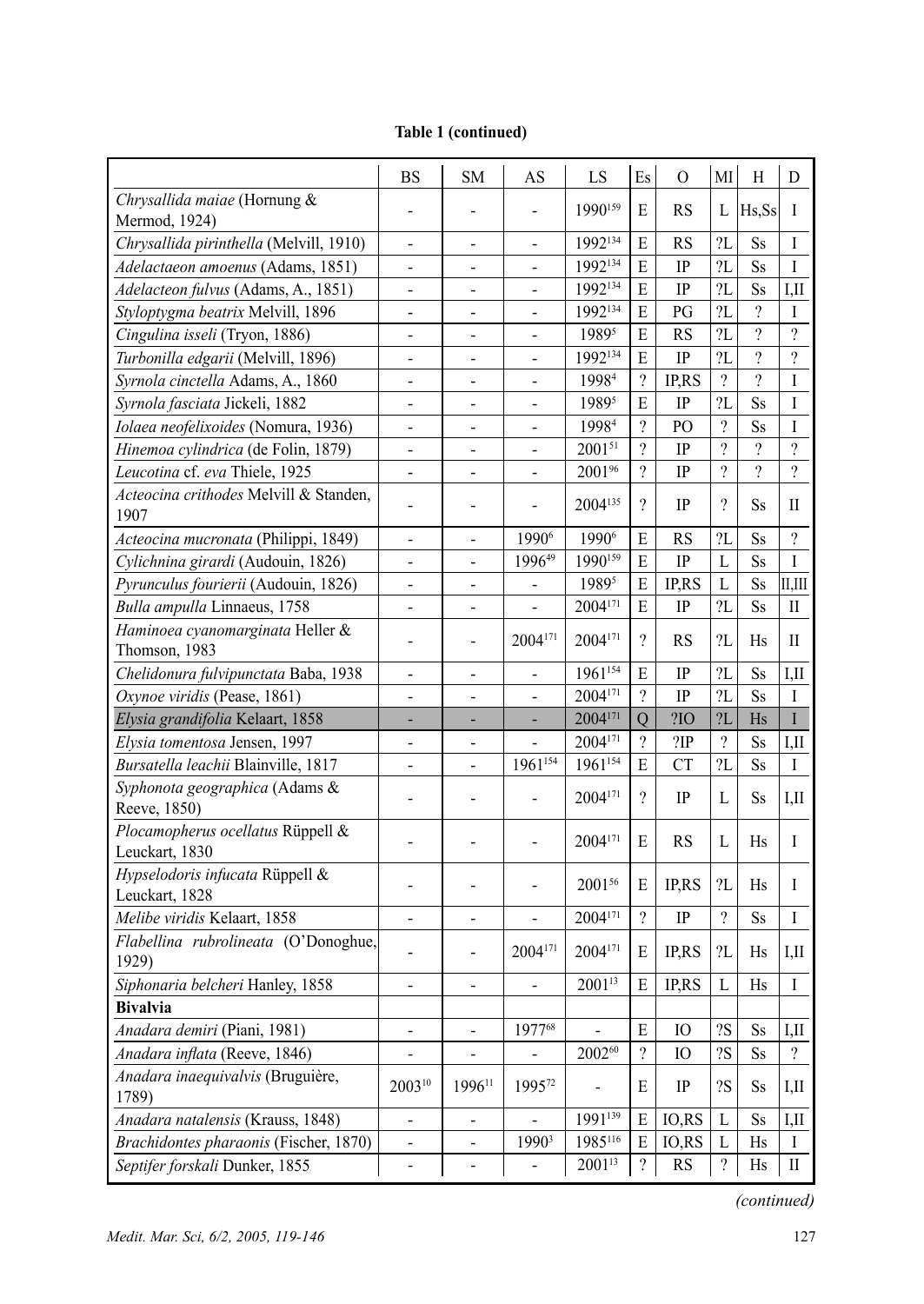**Table 1 (continued)**

| | BS | SM | AS | LS | Es | O | MI | H | D |
|---|---|---|---|---|---|---|---|---|---|
| *Chrysallida maiae* (Hornung & Mermod, 1924) | - | - | - | 1990[159] | E | RS | L | Hs,Ss | I |
| *Chrysallida pirinthella* (Melvill, 1910) | - | - | - | 1992[134] | E | RS | ?L | Ss | I |
| *Adelactaeon amoenus* (Adams, 1851) | - | - | - | 1992[134] | E | IP | ?L | Ss | I |
| *Adelacteon fulvus* (Adams, A., 1851) | - | - | - | 1992[134] | E | IP | ?L | Ss | I,II |
| *Styloptygma beatrix* Melvill, 1896 | - | - | - | 1992[134] | E | PG | ?L | ? | I |
| *Cingulina isseli* (Tryon, 1886) | - | - | - | 1989[5] | E | RS | ?L | ? | ? |
| *Turbonilla edgarii* (Melvill, 1896) | - | - | - | 1992[134] | E | IP | ?L | ? | ? |
| *Syrnola cinctella* Adams, A., 1860 | - | - | - | 1998[4] | ? | IP,RS | ? | ? | I |
| *Syrnola fasciata* Jickeli, 1882 | - | - | - | 1989[5] | E | IP | ?L | Ss | I |
| *Iolaea neofelixoides* (Nomura, 1936) | - | - | - | 1998[4] | ? | PO | ? | Ss | I |
| *Hinemoa cylindrica* (de Folin, 1879) | - | - | - | 2001[51] | ? | IP | ? | ? | ? |
| *Leucotina* cf. *eva* Thiele, 1925 | - | - | - | 2001[96] | ? | IP | ? | ? | ? |
| *Acteocina crithodes* Melvill & Standen, 1907 | - | - | - | 2004[135] | ? | IP | ? | Ss | II |
| *Acteocina mucronata* (Philippi, 1849) | - | - | 1990[6] | 1990[6] | E | RS | ?L | Ss | ? |
| *Cylichnina girardi* (Audouin, 1826) | - | - | 1996[49] | 1990[159] | E | IP | L | Ss | I |
| *Pyrunculus fourierii* (Audouin, 1826) | - | - | - | 1989[5] | E | IP,RS | L | Ss | II,III |
| *Bulla ampulla* Linnaeus, 1758 | - | - | - | 2004[171] | E | IP | ?L | Ss | II |
| *Haminoea cyanomarginata* Heller & Thomson, 1983 | - | - | 2004[171] | 2004[171] | ? | RS | ?L | Hs | II |
| *Chelidonura fulvipunctata* Baba, 1938 | - | - | - | 1961[154] | E | IP | ?L | Ss | I,II |
| *Oxynoe viridis* (Pease, 1861) | - | - | - | 2004[171] | ? | IP | ?L | Ss | I |
| *Elysia grandifolia* Kelaart, 1858 | - | - | - | 2004[171] | Q | ?IO | ?L | Hs | I |
| *Elysia tomentosa* Jensen, 1997 | - | - | - | 2004[171] | ? | ?IP | ? | Ss | I,II |
| *Bursatella leachii* Blainville, 1817 | - | - | 1961[154] | 1961[154] | E | CT | ?L | Ss | I |
| *Syphonota geographica* (Adams & Reeve, 1850) | - | - | - | 2004[171] | ? | IP | L | Ss | I,II |
| *Plocamopherus ocellatus* Rüppell & Leuckart, 1830 | - | - | - | 2004[171] | E | RS | L | Hs | I |
| *Hypselodoris infucata* Rüppell & Leuckart, 1828 | - | - | - | 2001[56] | E | IP,RS | ?L | Hs | I |
| *Melibe viridis* Kelaart, 1858 | - | - | - | 2004[171] | ? | IP | ? | Ss | I |
| *Flabellina rubrolineata* (O'Donoghue, 1929) | - | - | 2004[171] | 2004[171] | E | IP,RS | ?L | Hs | I,II |
| *Siphonaria belcheri* Hanley, 1858 | - | - | - | 2001[13] | E | IP,RS | L | Hs | I |
| **Bivalvia** | | | | | | | | | |
| *Anadara demiri* (Piani, 1981) | - | - | 1977[68] | - | E | IO | ?S | Ss | I,II |
| *Anadara inflata* (Reeve, 1846) | - | - | - | 2002[60] | ? | IO | ?S | Ss | ? |
| *Anadara inaequivalvis* (Bruguière, 1789) | 2003[10] | 1996[11] | 1995[72] | - | E | IP | ?S | Ss | I,II |
| *Anadara natalensis* (Krauss, 1848) | - | - | - | 1991[139] | E | IO,RS | L | Ss | I,II |
| *Brachidontes pharaonis* (Fischer, 1870) | - | - | 1990[3] | 1985[116] | E | IO,RS | L | Hs | I |
| *Septifer forskali* Dunker, 1855 | - | - | - | 2001[13] | ? | RS | ? | Hs | II |

*(continued)*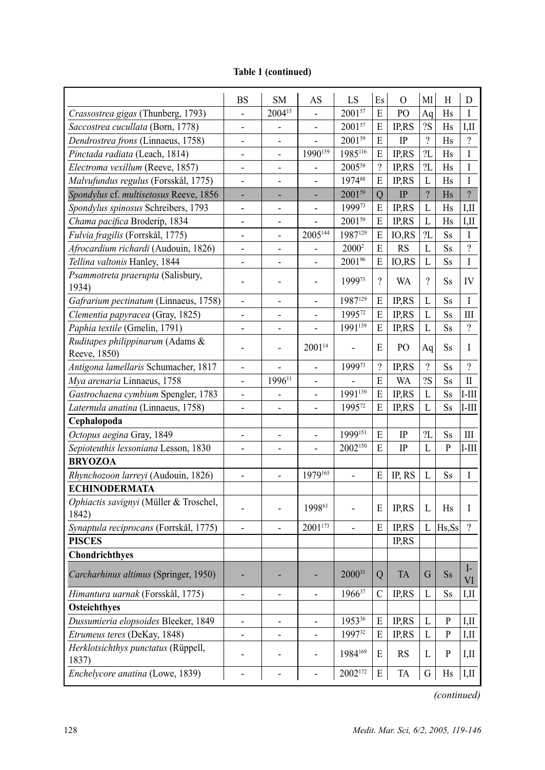**Table 1 (continued)**

| | BS | SM | AS | LS | Es | O | MI | H | D |
|---|---|---|---|---|---|---|---|---|---|
| *Crassostrea gigas* (Thunberg, 1793) | - | 2004[15] | - | 2001[57] | E | PO | Aq | Hs | I |
| *Saccostrea cucullata* (Born, 1778) | - | - | - | 2001[57] | E | IP,RS | ?S | Hs | I,II |
| *Dendrostrea frons* (Linnaeus, 1758) | - | - | - | 2001[59] | E | IP | ? | Hs | ? |
| *Pinctada radiata* (Leach, 1814) | - | - | 1990[159] | 1985[116] | E | IP,RS | ?L | Hs | I |
| *Electroma vexillum* (Reeve, 1857) | - | - | - | 2005[58] | ? | IP,RS | ?L | Hs | I |
| *Malvufundus regulus* (Forsskål, 1775) | - | - | - | 1974[88] | E | IP,RS | L | Hs | I |
| *Spondylus* cf. *multisetosus* Reeve, 1856 | - | - | - | 2001[59] | Q | IP | ? | Hs | ? |
| *Spondylus spinosus* Schreibers, 1793 | - | - | - | 1999[73] | E | IP,RS | L | Hs | I,II |
| *Chama pacifica* Broderip, 1834 | - | - | - | 2001[59] | E | IP,RS | L | Hs | I,II |
| *Fulvia fragilis* (Forrskål, 1775) | - | - | 2005[144] | 1987[129] | E | IO,RS | ?L | Ss | I |
| *Afrocardium richardi* (Audouin, 1826) | - | - | - | 2000[2] | E | RS | L | Ss | ? |
| *Tellina valtonis* Hanley, 1844 | - | - | - | 2001[96] | E | IO,RS | L | Ss | I |
| *Psammotreta praerupta* (Salisbury, 1934) | - | - | - | 1999[73] | ? | WA | ? | Ss | IV |
| *Gafrarium pectinatum* (Linnaeus, 1758) | - | - | - | 1987[129] | E | IP,RS | L | Ss | I |
| *Clementia papyracea* (Gray, 1825) | - | - | - | 1995[72] | E | IP,RS | L | Ss | III |
| *Paphia textile* (Gmelin, 1791) | - | - | - | 1991[139] | E | IP,RS | L | Ss | ? |
| *Ruditapes philippinarum* (Adams & Reeve, 1850) | - | - | 2001[14] | - | E | PO | Aq | Ss | I |
| *Antigona lamellaris* Schumacher, 1817 | - | - | - | 1999[73] | ? | IP,RS | ? | Ss | ? |
| *Mya arenaria* Linnaeus, 1758 | - | 1996[11] | - | - | E | WA | ?S | Ss | II |
| *Gastrochaena cymbium* Spengler, 1783 | - | - | - | 1991[139] | E | IP,RS | L | Ss | I-III |
| *Laternula anatina* (Linnaeus, 1758) | - | - | - | 1995[72] | E | IP,RS | L | Ss | I-III |
| **Cephalopoda** | | | | | | | | | |
| *Octopus aegina* Gray, 1849 | - | - | - | 1999[151] | E | IP | ?L | Ss | III |
| *Sepioteuthis lessoniana* Lesson, 1830 | - | - | - | 2002[150] | E | IP | L | P | I-III |
| **BRYOZOA** | | | | | | | | | |
| *Rhynchozoon larreyi* (Audouin, 1826) | - | - | 1979[165] | - | E | IP, RS | L | Ss | I |
| **ECHINODERMATA** | | | | | | | | | |
| *Ophiactis savignyi* (Müller & Troschel, 1842) | - | - | 1998[61] | - | E | IP,RS | L | Hs | I |
| *Synaptula reciprocans* (Forrskål, 1775) | - | - | 2001[173] | - | E | IP,RS | L | Hs,Ss | ? |
| **PISCES** | | | | | | IP,RS | | | |
| **Chondrichthyes** | | | | | | | | | |
| *Carcharhinus altimus* (Springer, 1950) | - | - | - | 2000[31] | Q | TA | G | Ss | I-VI |
| *Himantura uarnak* (Forsskål, 1775) | - | - | - | 1966[37] | C | IP,RS | L | Ss | I,II |
| **Osteichthyes** | | | | | | | | | |
| *Dussumieria elopsoides* Bleeker, 1849 | - | - | - | 1953[36] | E | IP,RS | L | P | I,II |
| *Etrumeus teres* (DeKay, 1848) | - | - | - | 1997[32] | E | IP,RS | L | P | I,II |
| *Herklotsichthys punctatus* (Rüppell, 1837) | - | - | - | 1984[169] | E | RS | L | P | I,II |
| *Enchelycore anatina* (Lowe, 1839) | - | - | - | 2002[172] | E | TA | G | Hs | I,II |

*(continued)*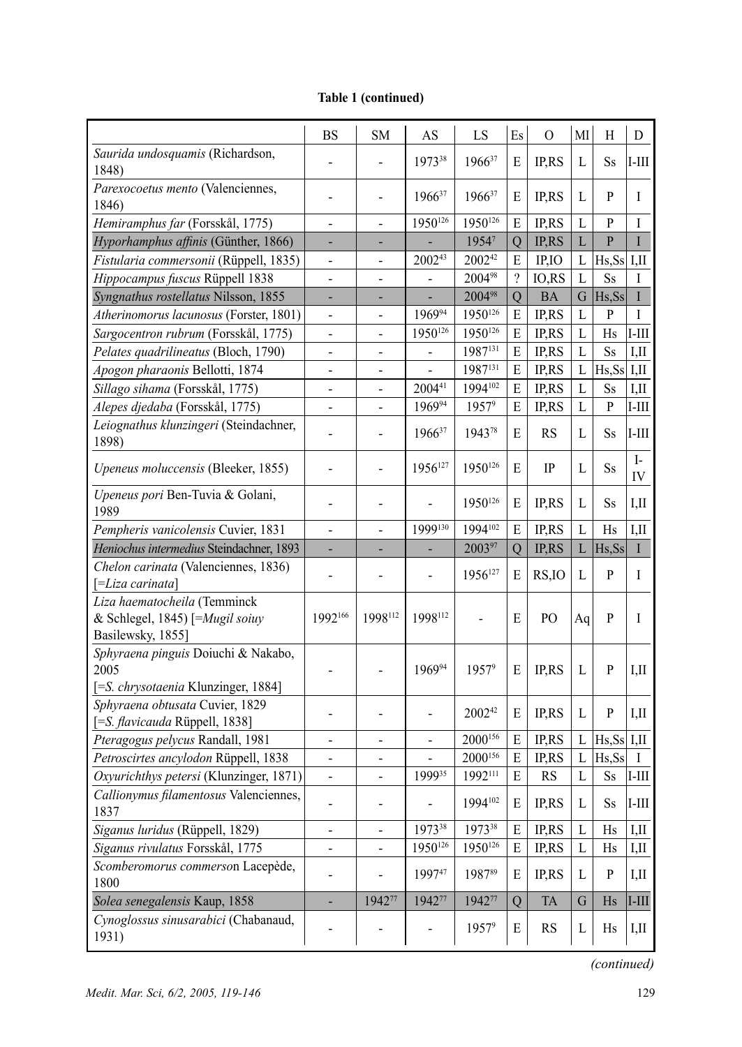**Table 1 (continued)**

| | BS | SM | AS | LS | Es | O | MI | H | D |
|---|---|---|---|---|---|---|---|---|---|
| *Saurida undosquamis* (Richardson, 1848) | - | - | 1973[38] | 1966[37] | E | IP,RS | L | Ss | I-III |
| *Parexocoetus mento* (Valenciennes, 1846) | - | - | 1966[37] | 1966[37] | E | IP,RS | L | P | I |
| *Hemiramphus far* (Forsskål, 1775) | - | - | 1950[126] | 1950[126] | E | IP,RS | L | P | I |
| *Hyporhamphus affinis* (Günther, 1866) | - | - | - | 1954[7] | Q | IP,RS | L | P | I |
| *Fistularia commersonii* (Rüppell, 1835) | - | - | 2002[43] | 2002[42] | E | IP,IO | L | Hs,Ss | I,II |
| *Hippocampus fuscus* Rüppell 1838 | - | - | - | 2004[98] | ? | IO,RS | L | Ss | I |
| *Syngnathus rostellatus* Nilsson, 1855 | - | - | - | 2004[98] | Q | BA | G | Hs,Ss | I |
| *Atherinomorus lacunosus* (Forster, 1801) | - | - | 1969[94] | 1950[126] | E | IP,RS | L | P | I |
| *Sargocentron rubrum* (Forsskål, 1775) | - | - | 1950[126] | 1950[126] | E | IP,RS | L | Hs | I-III |
| *Pelates quadrilineatus* (Bloch, 1790) | - | - | - | 1987[131] | E | IP,RS | L | Ss | I,II |
| *Apogon pharaonis* Bellotti, 1874 | - | - | - | 1987[131] | E | IP,RS | L | Hs,Ss | I,II |
| *Sillago sihama* (Forsskål, 1775) | - | - | 2004[41] | 1994[102] | E | IP,RS | L | Ss | I,II |
| *Alepes djedaba* (Forsskål, 1775) | - | - | 1969[94] | 1957[9] | E | IP,RS | L | P | I-III |
| *Leiognathus klunzingeri* (Steindachner, 1898) | - | - | 1966[37] | 1943[78] | E | RS | L | Ss | I-III |
| *Upeneus moluccensis* (Bleeker, 1855) | - | - | 1956[127] | 1950[126] | E | IP | L | Ss | I-IV |
| *Upeneus pori* Ben-Tuvia & Golani, 1989 | - | - | - | 1950[126] | E | IP,RS | L | Ss | I,II |
| *Pempheris vanicolensis* Cuvier, 1831 | - | - | 1999[130] | 1994[102] | E | IP,RS | L | Hs | I,II |
| *Heniochus intermedius* Steindachner, 1893 | - | - | - | 2003[97] | Q | IP,RS | L | Hs,Ss | I |
| *Chelon carinata* (Valenciennes, 1836) [=*Liza carinata*] | - | - | - | 1956[127] | E | RS,IO | L | P | I |
| *Liza haematocheila* (Temminck & Schlegel, 1845) [=*Mugil soiuy* Basilewsky, 1855] | 1992[166] | 1998[112] | 1998[112] | - | E | PO | Aq | P | I |
| *Sphyraena pinguis* Doiuchi & Nakabo, 2005 [=*S. chrysotaenia* Klunzinger, 1884] | - | - | 1969[94] | 1957[9] | E | IP,RS | L | P | I,II |
| *Sphyraena obtusata* Cuvier, 1829 [=*S. flavicauda* Rüppell, 1838] | - | - | - | 2002[42] | E | IP,RS | L | P | I,II |
| *Pteragogus pelycus* Randall, 1981 | - | - | - | 2000[156] | E | IP,RS | L | Hs,Ss | I,II |
| *Petroscirtes ancylodon* Rüppell, 1838 | - | - | - | 2000[156] | E | IP,RS | L | Hs,Ss | I |
| *Oxyurichthys petersi* (Klunzinger, 1871) | - | - | 1999[35] | 1992[111] | E | RS | L | Ss | I-III |
| *Callionymus filamentosus* Valenciennes, 1837 | - | - | - | 1994[102] | E | IP,RS | L | Ss | I-III |
| *Siganus luridus* (Rüppell, 1829) | - | - | 1973[38] | 1973[38] | E | IP,RS | L | Hs | I,II |
| *Siganus rivulatus* Forsskål, 1775 | - | - | 1950[126] | 1950[126] | E | IP,RS | L | Hs | I,II |
| *Scomberomorus commerson* Lacepède, 1800 | - | - | 1997[47] | 1987[89] | E | IP,RS | L | P | I,II |
| *Solea senegalensis* Kaup, 1858 | - | 1942[77] | 1942[77] | 1942[77] | Q | TA | G | Hs | I-III |
| *Cynoglossus sinusarabici* (Chabanaud, 1931) | - | - | - | 1957[9] | E | RS | L | Hs | I,II |

*(continued)*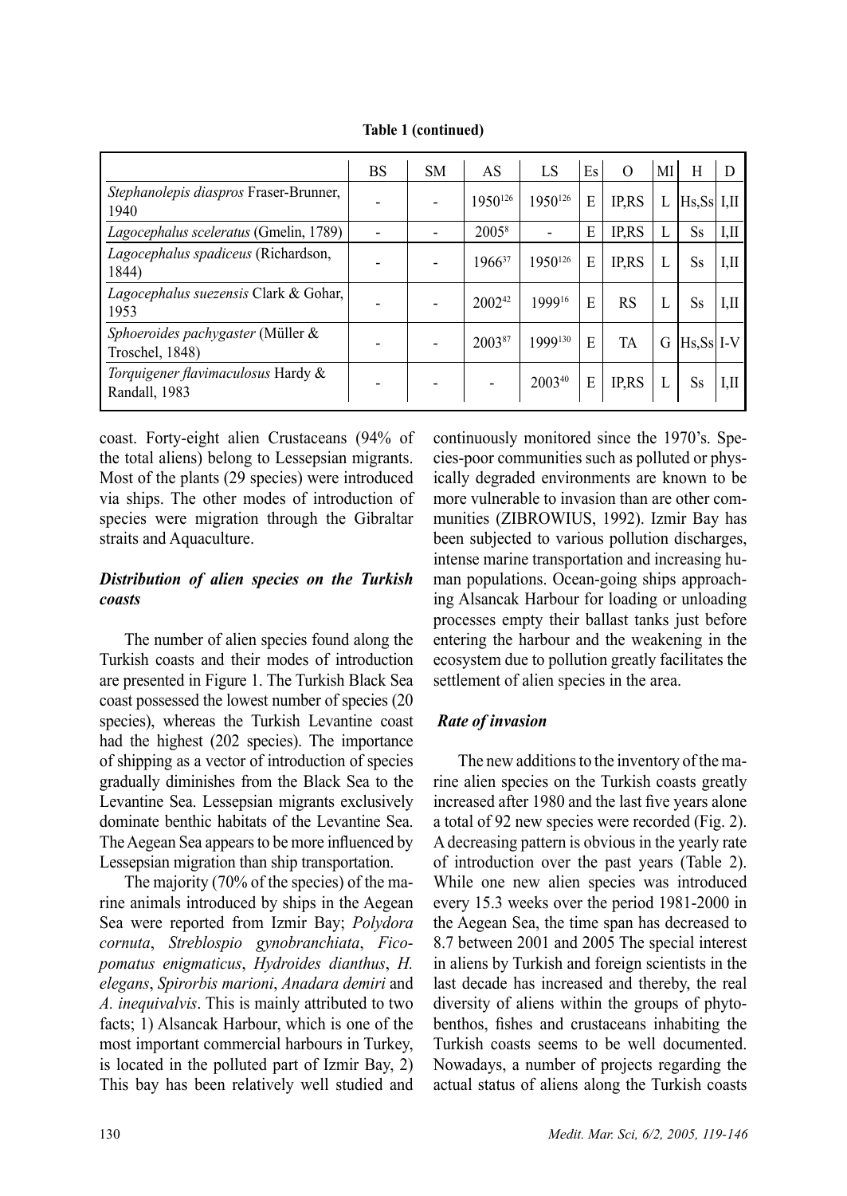**Table 1 (continued)**

| | BS | SM | AS | LS | Es | O | MI | H | D |
|---|---|---|---|---|---|---|---|---|---|
| *Stephanolepis diaspros* Fraser-Brunner, 1940 | - | - | 1950[126] | 1950[126] | E | IP,RS | L | Hs,Ss | I,II |
| *Lagocephalus sceleratus* (Gmelin, 1789) | - | - | 2005[8] | - | E | IP,RS | L | Ss | I,II |
| *Lagocephalus spadiceus* (Richardson, 1844) | - | - | 1966[37] | 1950[126] | E | IP,RS | L | Ss | I,II |
| *Lagocephalus suezensis* Clark & Gohar, 1953 | - | - | 2002[42] | 1999[16] | E | RS | L | Ss | I,II |
| *Sphoeroides pachygaster* (Müller & Troschel, 1848) | - | - | 2003[87] | 1999[130] | E | TA | G | Hs,Ss | I-V |
| *Torquigener flavimaculosus* Hardy & Randall, 1983 | - | - | - | 2003[40] | E | IP,RS | L | Ss | I,II |

coast. Forty-eight alien Crustaceans (94% of the total aliens) belong to Lessepsian migrants. Most of the plants (29 species) were introduced via ships. The other modes of introduction of species were migration through the Gibraltar straits and Aquaculture.

### *Distribution of alien species on the Turkish coasts*

The number of alien species found along the Turkish coasts and their modes of introduction are presented in Figure 1. The Turkish Black Sea coast possessed the lowest number of species (20 species), whereas the Turkish Levantine coast had the highest (202 species). The importance of shipping as a vector of introduction of species gradually diminishes from the Black Sea to the Levantine Sea. Lessepsian migrants exclusively dominate benthic habitats of the Levantine Sea. The Aegean Sea appears to be more influenced by Lessepsian migration than ship transportation.

The majority (70% of the species) of the marine animals introduced by ships in the Aegean Sea were reported from Izmir Bay; *Polydora cornuta*, *Streblospio gynobranchiata*, *Ficopomatus enigmaticus*, *Hydroides dianthus*, *H. elegans*, *Spirorbis marioni*, *Anadara demiri* and *A. inequivalvis*. This is mainly attributed to two facts; 1) Alsancak Harbour, which is one of the most important commercial harbours in Turkey, is located in the polluted part of Izmir Bay, 2) This bay has been relatively well studied and continuously monitored since the 1970's. Species-poor communities such as polluted or physically degraded environments are known to be more vulnerable to invasion than are other communities (ZIBROWIUS, 1992). Izmir Bay has been subjected to various pollution discharges, intense marine transportation and increasing human populations. Ocean-going ships approaching Alsancak Harbour for loading or unloading processes empty their ballast tanks just before entering the harbour and the weakening in the ecosystem due to pollution greatly facilitates the settlement of alien species in the area.

### *Rate of invasion*

The new additions to the inventory of the marine alien species on the Turkish coasts greatly increased after 1980 and the last five years alone a total of 92 new species were recorded (Fig. 2). A decreasing pattern is obvious in the yearly rate of introduction over the past years (Table 2). While one new alien species was introduced every 15.3 weeks over the period 1981-2000 in the Aegean Sea, the time span has decreased to 8.7 between 2001 and 2005 The special interest in aliens by Turkish and foreign scientists in the last decade has increased and thereby, the real diversity of aliens within the groups of phytobenthos, fishes and crustaceans inhabiting the Turkish coasts seems to be well documented. Nowadays, a number of projects regarding the actual status of aliens along the Turkish coasts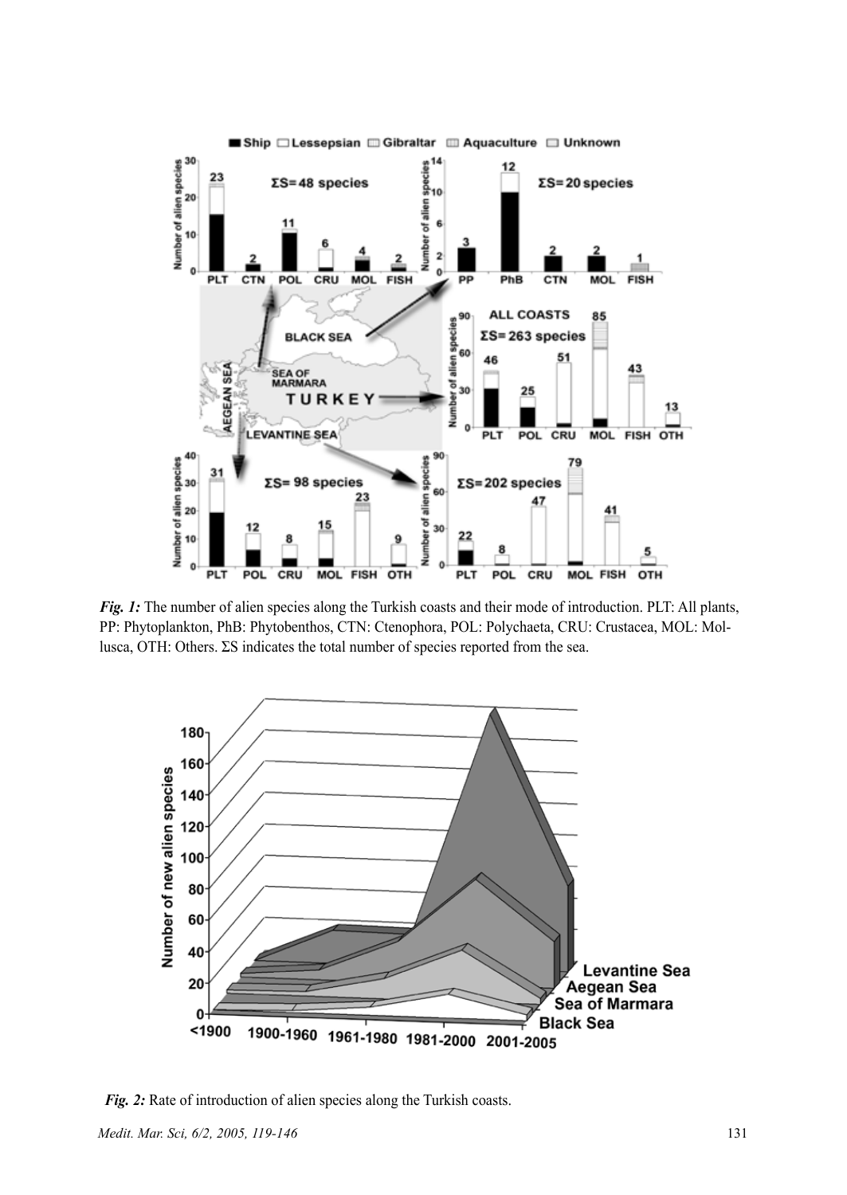***Fig. 1:*** The number of alien species along the Turkish coasts and their mode of introduction. PLT: All plants, PP: Phytoplankton, PhB: Phytobenthos, CTN: Ctenophora, POL: Polychaeta, CRU: Crustacea, MOL: Mollusca, OTH: Others. ΣS indicates the total number of species reported from the sea.

***Fig. 2:*** Rate of introduction of alien species along the Turkish coasts.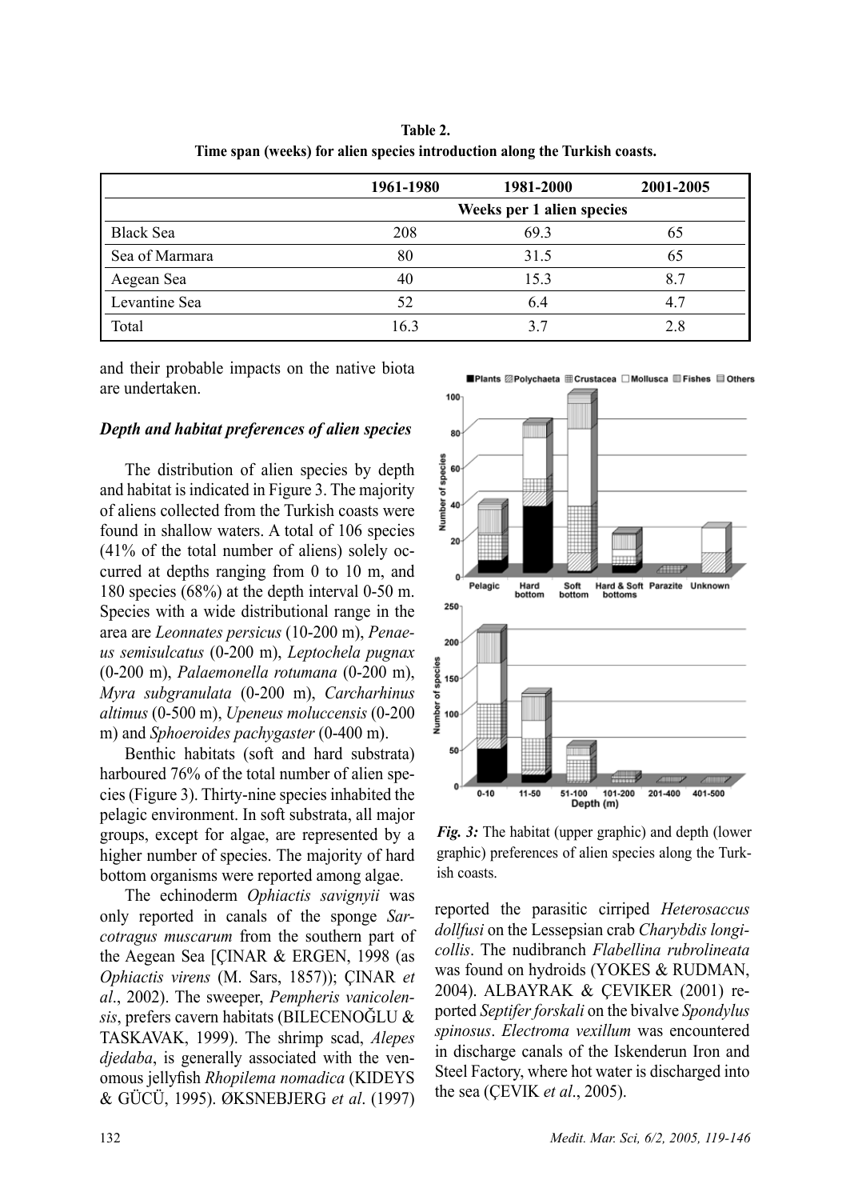**Table 2.**
**Time span (weeks) for alien species introduction along the Turkish coasts.**

| | 1961-1980 | 1981-2000 | 2001-2005 |
|---|---|---|---|
| | Weeks per 1 alien species | | |
| Black Sea | 208 | 69.3 | 65 |
| Sea of Marmara | 80 | 31.5 | 65 |
| Aegean Sea | 40 | 15.3 | 8.7 |
| Levantine Sea | 52 | 6.4 | 4.7 |
| Total | 16.3 | 3.7 | 2.8 |

and their probable impacts on the native biota are undertaken.

### *Depth and habitat preferences of alien species*

The distribution of alien species by depth and habitat is indicated in Figure 3. The majority of aliens collected from the Turkish coasts were found in shallow waters. A total of 106 species (41% of the total number of aliens) solely occurred at depths ranging from 0 to 10 m, and 180 species (68%) at the depth interval 0-50 m. Species with a wide distributional range in the area are *Leonnates persicus* (10-200 m), *Penaeus semisulcatus* (0-200 m), *Leptochela pugnax* (0-200 m), *Palaemonella rotumana* (0-200 m), *Myra subgranulata* (0-200 m), *Carcharhinus altimus* (0-500 m), *Upeneus moluccensis* (0-200 m) and *Sphoeroides pachygaster* (0-400 m).

Benthic habitats (soft and hard substrata) harboured 76% of the total number of alien species (Figure 3). Thirty-nine species inhabited the pelagic environment. In soft substrata, all major groups, except for algae, are represented by a higher number of species. The majority of hard bottom organisms were reported among algae.

The echinoderm *Ophiactis savignyii* was only reported in canals of the sponge *Sarcotragus muscarum* from the southern part of the Aegean Sea [ÇINAR & ERGEN, 1998 (as *Ophiactis virens* (M. Sars, 1857)); ÇINAR *et al*., 2002). The sweeper, *Pempheris vanicolensis*, prefers cavern habitats (BILECENOĞLU & TASKAVAK, 1999). The shrimp scad, *Alepes djedaba*, is generally associated with the venomous jellyfish *Rhopilema nomadica* (KIDEYS & GÜCÜ, 1995). ØKSNEBJERG *et al*. (1997) reported the parasitic cirriped *Heterosaccus dollfusi* on the Lessepsian crab *Charybdis longicollis*. The nudibranch *Flabellina rubrolineata* was found on hydroids (YOKES & RUDMAN, 2004). ALBAYRAK & ÇEVIKER (2001) reported *Septifer forskali* on the bivalve *Spondylus spinosus*. *Electroma vexillum* was encountered in discharge canals of the Iskenderun Iron and Steel Factory, where hot water is discharged into the sea (ÇEVIK *et al*., 2005).

***Fig. 3:*** The habitat (upper graphic) and depth (lower graphic) preferences of alien species along the Turkish coasts.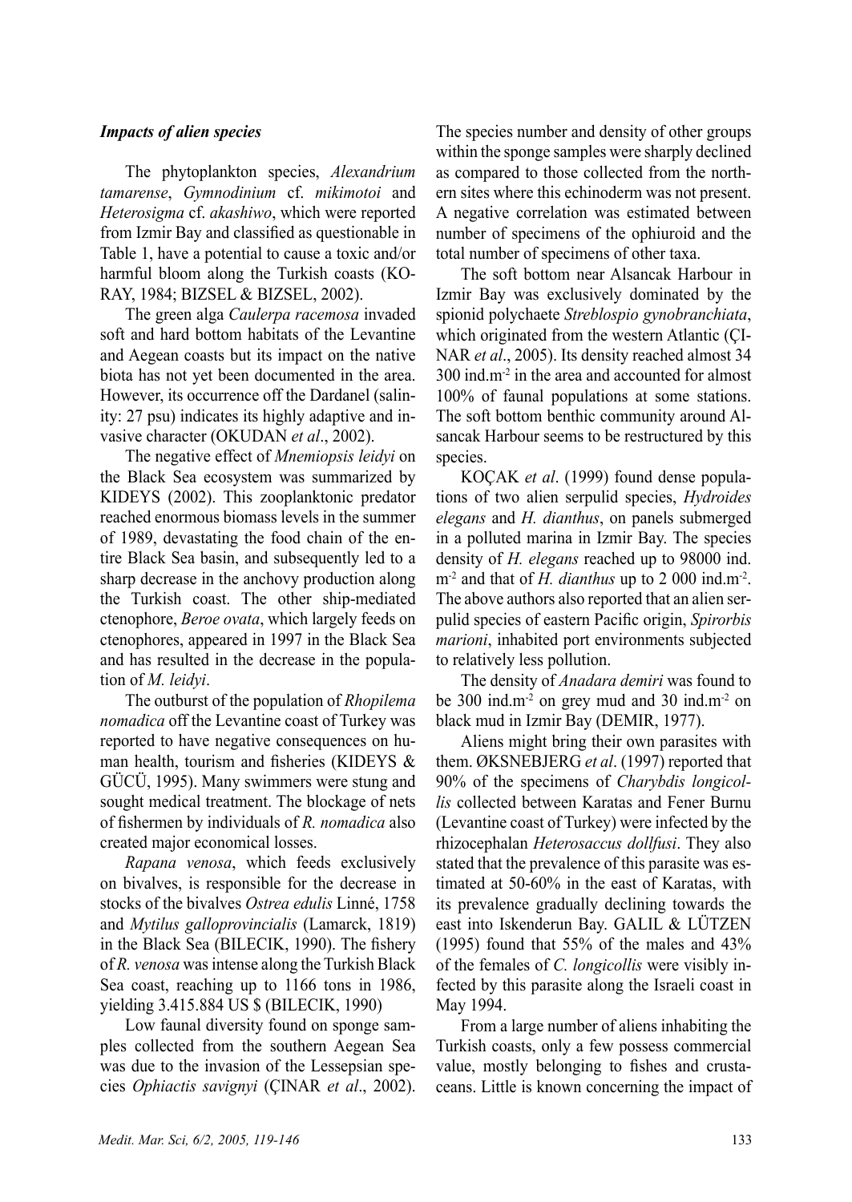### *Impacts of alien species*

The phytoplankton species, *Alexandrium tamarense*, *Gymnodinium* cf. *mikimotoi* and *Heterosigma* cf. *akashiwo*, which were reported from Izmir Bay and classified as questionable in Table 1, have a potential to cause a toxic and/or harmful bloom along the Turkish coasts (KORAY, 1984; BIZSEL & BIZSEL, 2002).

The green alga *Caulerpa racemosa* invaded soft and hard bottom habitats of the Levantine and Aegean coasts but its impact on the native biota has not yet been documented in the area. However, its occurrence off the Dardanel (salinity: 27 psu) indicates its highly adaptive and invasive character (OKUDAN *et al*., 2002).

The negative effect of *Mnemiopsis leidyi* on the Black Sea ecosystem was summarized by KIDEYS (2002). This zooplanktonic predator reached enormous biomass levels in the summer of 1989, devastating the food chain of the entire Black Sea basin, and subsequently led to a sharp decrease in the anchovy production along the Turkish coast. The other ship-mediated ctenophore, *Beroe ovata*, which largely feeds on ctenophores, appeared in 1997 in the Black Sea and has resulted in the decrease in the population of *M. leidyi*.

The outburst of the population of *Rhopilema nomadica* off the Levantine coast of Turkey was reported to have negative consequences on human health, tourism and fisheries (KIDEYS & GÜCÜ, 1995). Many swimmers were stung and sought medical treatment. The blockage of nets of fishermen by individuals of *R. nomadica* also created major economical losses.

*Rapana venosa*, which feeds exclusively on bivalves, is responsible for the decrease in stocks of the bivalves *Ostrea edulis* Linné, 1758 and *Mytilus galloprovincialis* (Lamarck, 1819) in the Black Sea (BILECIK, 1990). The fishery of *R. venosa* was intense along the Turkish Black Sea coast, reaching up to 1166 tons in 1986, yielding 3.415.884 US $ (BILECIK, 1990)

Low faunal diversity found on sponge samples collected from the southern Aegean Sea was due to the invasion of the Lessepsian species *Ophiactis savignyi* (ÇINAR *et al*., 2002). The species number and density of other groups within the sponge samples were sharply declined as compared to those collected from the northern sites where this echinoderm was not present. A negative correlation was estimated between number of specimens of the ophiuroid and the total number of specimens of other taxa.

The soft bottom near Alsancak Harbour in Izmir Bay was exclusively dominated by the spionid polychaete *Streblospio gynobranchiata*, which originated from the western Atlantic (ÇINAR *et al*., 2005). Its density reached almost 34 300 ind.m$^{-2}$ in the area and accounted for almost 100% of faunal populations at some stations. The soft bottom benthic community around Alsancak Harbour seems to be restructured by this species.

KOÇAK *et al*. (1999) found dense populations of two alien serpulid species, *Hydroides elegans* and *H. dianthus*, on panels submerged in a polluted marina in Izmir Bay. The species density of *H. elegans* reached up to 98000 ind. m$^{-2}$ and that of *H. dianthus* up to 2 000 ind.m$^{-2}$. The above authors also reported that an alien serpulid species of eastern Pacific origin, *Spirorbis marioni*, inhabited port environments subjected to relatively less pollution.

The density of *Anadara demiri* was found to be 300 ind.m$^{-2}$ on grey mud and 30 ind.m$^{-2}$ on black mud in Izmir Bay (DEMIR, 1977).

Aliens might bring their own parasites with them. ØKSNEBJERG *et al*. (1997) reported that 90% of the specimens of *Charybdis longicollis* collected between Karatas and Fener Burnu (Levantine coast of Turkey) were infected by the rhizocephalan *Heterosaccus dollfusi*. They also stated that the prevalence of this parasite was estimated at 50-60% in the east of Karatas, with its prevalence gradually declining towards the east into Iskenderun Bay. GALIL & LÜTZEN (1995) found that 55% of the males and 43% of the females of *C. longicollis* were visibly infected by this parasite along the Israeli coast in May 1994.

From a large number of aliens inhabiting the Turkish coasts, only a few possess commercial value, mostly belonging to fishes and crustaceans. Little is known concerning the impact of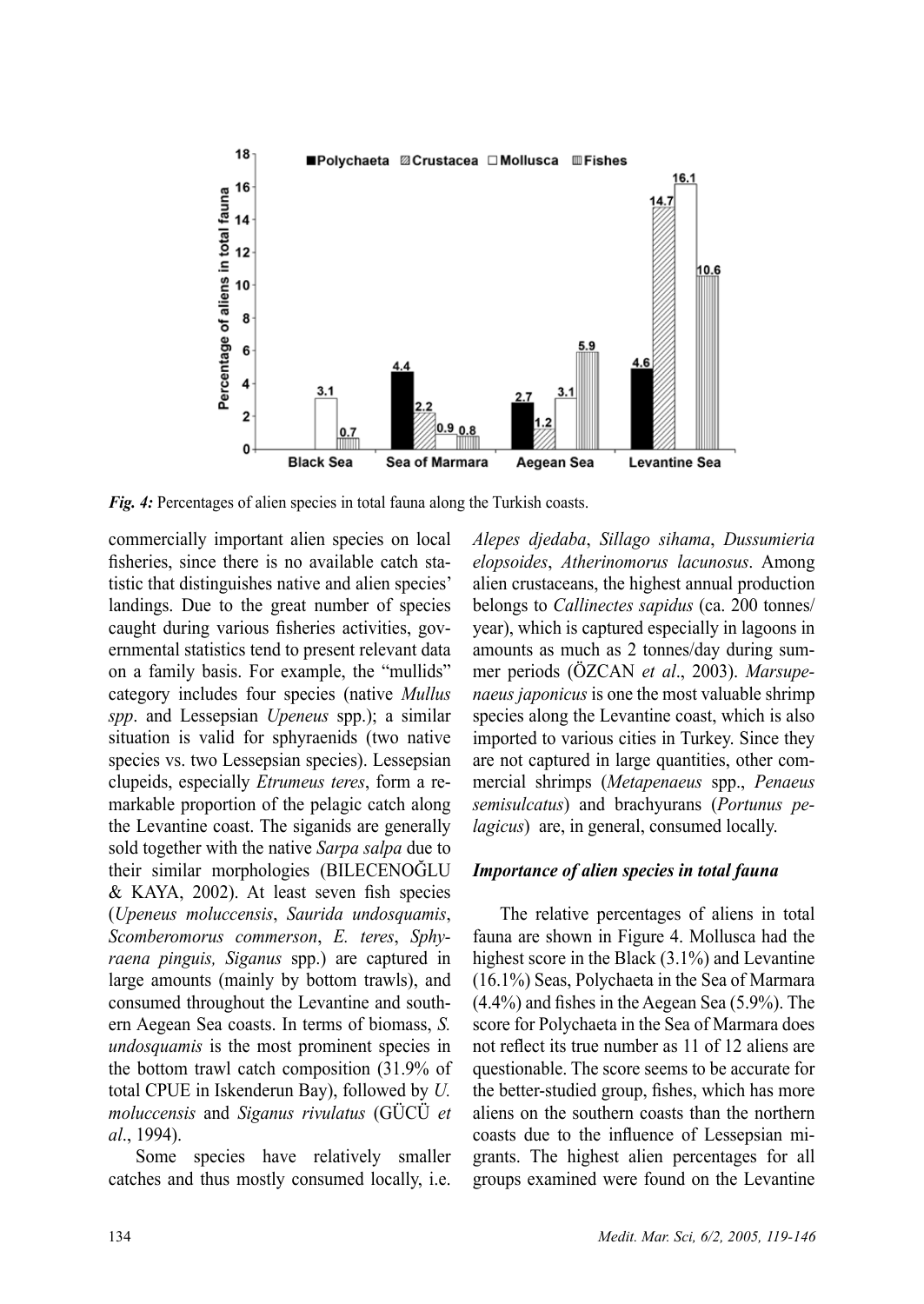*Fig. 4:* Percentages of alien species in total fauna along the Turkish coasts.

commercially important alien species on local fisheries, since there is no available catch statistic that distinguishes native and alien species' landings. Due to the great number of species caught during various fisheries activities, governmental statistics tend to present relevant data on a family basis. For example, the "mullids" category includes four species (native *Mullus spp*. and Lessepsian *Upeneus* spp.); a similar situation is valid for sphyraenids (two native species vs. two Lessepsian species). Lessepsian clupeids, especially *Etrumeus teres*, form a remarkable proportion of the pelagic catch along the Levantine coast. The siganids are generally sold together with the native *Sarpa salpa* due to their similar morphologies (BILECENOĞLU & KAYA, 2002). At least seven fish species (*Upeneus moluccensis*, *Saurida undosquamis*, *Scomberomorus commerson*, *E. teres*, *Sphyraena pinguis, Siganus* spp.) are captured in large amounts (mainly by bottom trawls), and consumed throughout the Levantine and southern Aegean Sea coasts. In terms of biomass, *S. undosquamis* is the most prominent species in the bottom trawl catch composition (31.9% of total CPUE in Iskenderun Bay), followed by *U. moluccensis* and *Siganus rivulatus* (GÜCÜ *et al*., 1994).

Some species have relatively smaller catches and thus mostly consumed locally, i.e. *Alepes djedaba*, *Sillago sihama*, *Dussumieria elopsoides*, *Atherinomorus lacunosus*. Among alien crustaceans, the highest annual production belongs to *Callinectes sapidus* (ca. 200 tonnes/year), which is captured especially in lagoons in amounts as much as 2 tonnes/day during summer periods (ÖZCAN *et al*., 2003). *Marsupenaeus japonicus* is one the most valuable shrimp species along the Levantine coast, which is also imported to various cities in Turkey. Since they are not captured in large quantities, other commercial shrimps (*Metapenaeus* spp., *Penaeus semisulcatus*) and brachyurans (*Portunus pelagicus*) are, in general, consumed locally.

### *Importance of alien species in total fauna*

The relative percentages of aliens in total fauna are shown in Figure 4. Mollusca had the highest score in the Black (3.1%) and Levantine (16.1%) Seas, Polychaeta in the Sea of Marmara (4.4%) and fishes in the Aegean Sea (5.9%). The score for Polychaeta in the Sea of Marmara does not reflect its true number as 11 of 12 aliens are questionable. The score seems to be accurate for the better-studied group, fishes, which has more aliens on the southern coasts than the northern coasts due to the influence of Lessepsian migrants. The highest alien percentages for all groups examined were found on the Levantine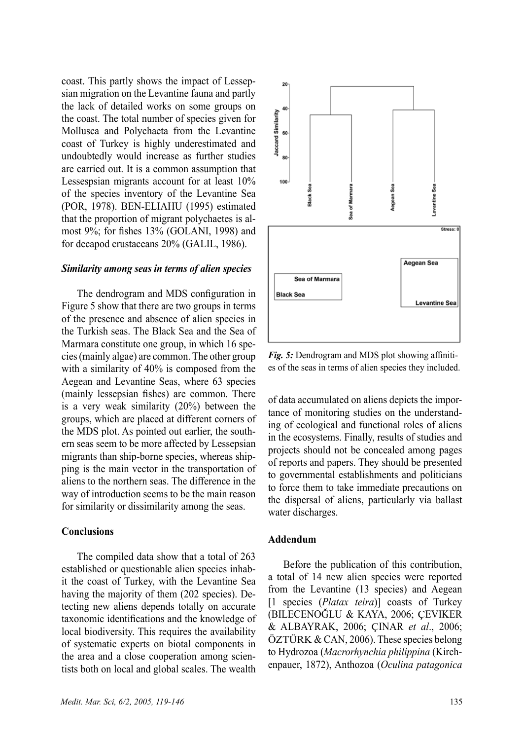coast. This partly shows the impact of Lessepsian migration on the Levantine fauna and partly the lack of detailed works on some groups on the coast. The total number of species given for Mollusca and Polychaeta from the Levantine coast of Turkey is highly underestimated and undoubtedly would increase as further studies are carried out. It is a common assumption that Lessespsian migrants account for at least 10% of the species inventory of the Levantine Sea (POR, 1978). BEN-ELIAHU (1995) estimated that the proportion of migrant polychaetes is almost 9%; for fishes 13% (GOLANI, 1998) and for decapod crustaceans 20% (GALIL, 1986).

### *Similarity among seas in terms of alien species*

The dendrogram and MDS configuration in Figure 5 show that there are two groups in terms of the presence and absence of alien species in the Turkish seas. The Black Sea and the Sea of Marmara constitute one group, in which 16 species (mainly algae) are common. The other group with a similarity of 40% is composed from the Aegean and Levantine Seas, where 63 species (mainly lessepsian fishes) are common. There is a very weak similarity (20%) between the groups, which are placed at different corners of the MDS plot. As pointed out earlier, the southern seas seem to be more affected by Lessepsian migrants than ship-borne species, whereas shipping is the main vector in the transportation of aliens to the northern seas. The difference in the way of introduction seems to be the main reason for similarity or dissimilarity among the seas.

***Fig. 5:*** Dendrogram and MDS plot showing affinities of the seas in terms of alien species they included.

### Conclusions

The compiled data show that a total of 263 established or questionable alien species inhabit the coast of Turkey, with the Levantine Sea having the majority of them (202 species). Detecting new aliens depends totally on accurate taxonomic identifications and the knowledge of local biodiversity. This requires the availability of systematic experts on biotal components in the area and a close cooperation among scientists both on local and global scales. The wealth of data accumulated on aliens depicts the importance of monitoring studies on the understanding of ecological and functional roles of aliens in the ecosystems. Finally, results of studies and projects should not be concealed among pages of reports and papers. They should be presented to governmental establishments and politicians to force them to take immediate precautions on the dispersal of aliens, particularly via ballast water discharges.

### Addendum

Before the publication of this contribution, a total of 14 new alien species were reported from the Levantine (13 species) and Aegean [1 species (*Platax teira*)] coasts of Turkey (BILECENOĞLU & KAYA, 2006; ÇEVIKER & ALBAYRAK, 2006; ÇINAR *et al*., 2006; ÖZTÜRK & CAN, 2006). These species belong to Hydrozoa (*Macrorhynchia philippina* (Kirchenpauer, 1872), Anthozoa (*Oculina patagonica*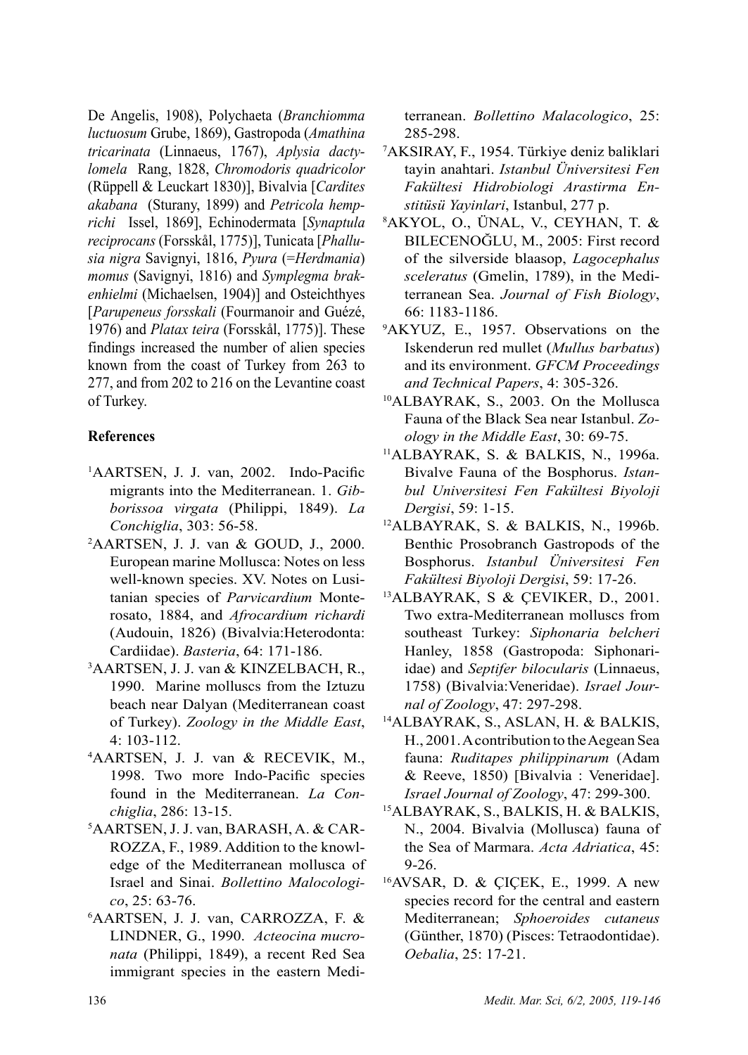De Angelis, 1908), Polychaeta (*Branchiomma luctuosum* Grube, 1869), Gastropoda (*Amathina tricarinata* (Linnaeus, 1767), *Aplysia dactylomela* Rang, 1828, *Chromodoris quadricolor* (Rüppell & Leuckart 1830)], Bivalvia [*Cardites akabana* (Sturany, 1899) and *Petricola hemprichi* Issel, 1869], Echinodermata [*Synaptula reciprocans* (Forsskål, 1775)], Tunicata [*Phallusia nigra* Savignyi, 1816, *Pyura* (=*Herdmania*) *momus* (Savignyi, 1816) and *Symplegma brakenhielmi* (Michaelsen, 1904)] and Osteichthyes [*Parupeneus forsskali* (Fourmanoir and Guézé, 1976) and *Platax teira* (Forsskål, 1775)]. These findings increased the number of alien species known from the coast of Turkey from 263 to 277, and from 202 to 216 on the Levantine coast of Turkey.

## References

[1]AARTSEN, J. J. van, 2002. Indo-Pacific migrants into the Mediterranean. 1. *Gibborissoa virgata* (Philippi, 1849). *La Conchiglia*, 303: 56-58.

[2]AARTSEN, J. J. van & GOUD, J., 2000. European marine Mollusca: Notes on less well-known species. XV. Notes on Lusitanian species of *Parvicardium* Monterosato, 1884, and *Afrocardium richardi* (Audouin, 1826) (Bivalvia:Heterodonta: Cardiidae). *Basteria*, 64: 171-186.

[3]AARTSEN, J. J. van & KINZELBACH, R., 1990. Marine molluscs from the Iztuzu beach near Dalyan (Mediterranean coast of Turkey). *Zoology in the Middle East*, 4: 103-112.

[4]AARTSEN, J. J. van & RECEVIK, M., 1998. Two more Indo-Pacific species found in the Mediterranean. *La Conchiglia*, 286: 13-15.

[5]AARTSEN, J. J. van, BARASH, A. & CARROZZA, F., 1989. Addition to the knowledge of the Mediterranean mollusca of Israel and Sinai. *Bollettino Malocologico*, 25: 63-76.

[6]AARTSEN, J. J. van, CARROZZA, F. & LINDNER, G., 1990. *Acteocina mucronata* (Philippi, 1849), a recent Red Sea immigrant species in the eastern Mediterranean. *Bollettino Malacologico*, 25: 285-298.

[7]AKSIRAY, F., 1954. Türkiye deniz baliklari tayin anahtari. *Istanbul Üniversitesi Fen Fakültesi Hidrobiologi Arastirma Enstitüsü Yayinlari*, Istanbul, 277 p.

[8]AKYOL, O., ÜNAL, V., CEYHAN, T. & BILECENOĞLU, M., 2005: First record of the silverside blaasop, *Lagocephalus sceleratus* (Gmelin, 1789), in the Mediterranean Sea. *Journal of Fish Biology*, 66: 1183-1186.

[9]AKYUZ, E., 1957. Observations on the Iskenderun red mullet (*Mullus barbatus*) and its environment. *GFCM Proceedings and Technical Papers*, 4: 305-326.

[10]ALBAYRAK, S., 2003. On the Mollusca Fauna of the Black Sea near Istanbul. *Zoology in the Middle East*, 30: 69-75.

[11]ALBAYRAK, S. & BALKIS, N., 1996a. Bivalve Fauna of the Bosphorus. *Istanbul Universitesi Fen Fakültesi Biyoloji Dergisi*, 59: 1-15.

[12]ALBAYRAK, S. & BALKIS, N., 1996b. Benthic Prosobranch Gastropods of the Bosphorus. *Istanbul Üniversitesi Fen Fakültesi Biyoloji Dergisi*, 59: 17-26.

[13]ALBAYRAK, S & ÇEVIKER, D., 2001. Two extra-Mediterranean molluscs from southeast Turkey: *Siphonaria belcheri* Hanley, 1858 (Gastropoda: Siphonariidae) and *Septifer bilocularis* (Linnaeus, 1758) (Bivalvia:Veneridae). *Israel Journal of Zoology*, 47: 297-298.

[14]ALBAYRAK, S., ASLAN, H. & BALKIS, H., 2001. A contribution to the Aegean Sea fauna: *Ruditapes philippinarum* (Adam & Reeve, 1850) [Bivalvia : Veneridae]. *Israel Journal of Zoology*, 47: 299-300.

[15]ALBAYRAK, S., BALKIS, H. & BALKIS, N., 2004. Bivalvia (Mollusca) fauna of the Sea of Marmara. *Acta Adriatica*, 45: 9-26.

[16]AVSAR, D. & ÇIÇEK, E., 1999. A new species record for the central and eastern Mediterranean; *Sphoeroides cutaneus* (Günther, 1870) (Pisces: Tetraodontidae). *Oebalia*, 25: 17-21.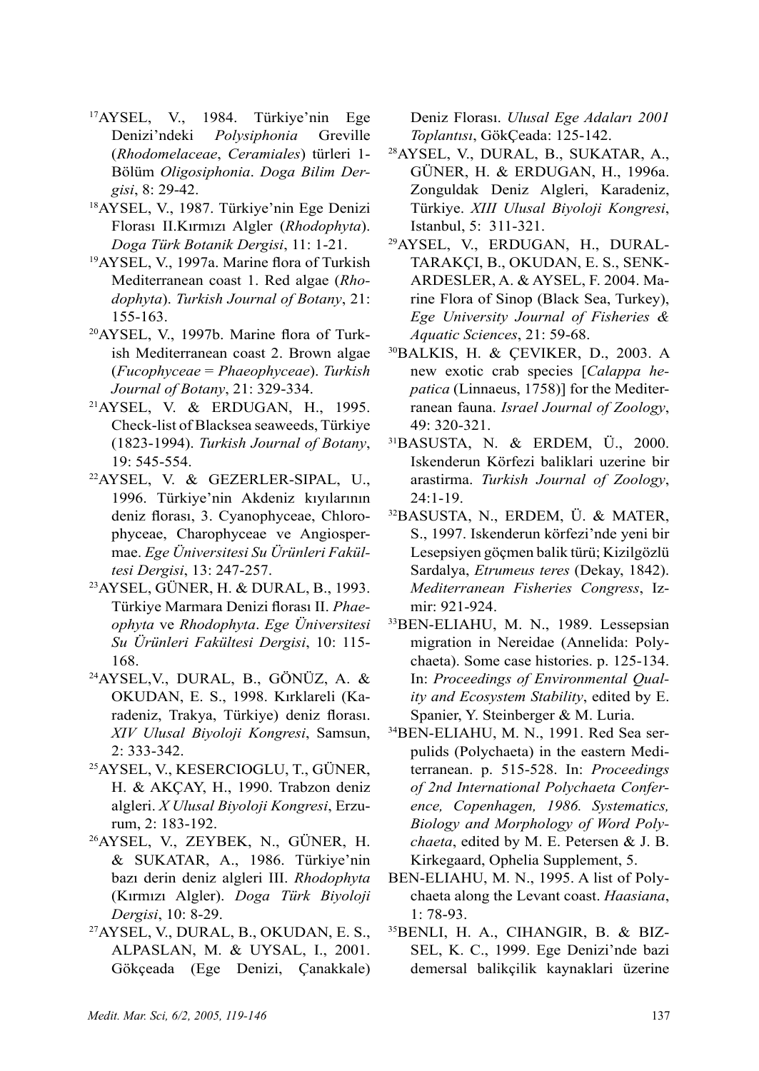[17]AYSEL, V., 1984. Türkiye'nin Ege Denizi'ndeki *Polysiphonia* Greville (*Rhodomelaceae*, *Ceramiales*) türleri 1-Bölüm *Oligosiphonia*. *Doga Bilim Dergisi*, 8: 29-42.

[18]AYSEL, V., 1987. Türkiye'nin Ege Denizi Florası II.Kırmızı Algler (*Rhodophyta*). *Doga Türk Botanik Dergisi*, 11: 1-21.

[19]AYSEL, V., 1997a. Marine flora of Turkish Mediterranean coast 1. Red algae (*Rhodophyta*). *Turkish Journal of Botany*, 21: 155-163.

[20]AYSEL, V., 1997b. Marine flora of Turkish Mediterranean coast 2. Brown algae (*Fucophyceae* = *Phaeophyceae*). *Turkish Journal of Botany*, 21: 329-334.

[21]AYSEL, V. & ERDUGAN, H., 1995. Check-list of Blacksea seaweeds, Türkiye (1823-1994). *Turkish Journal of Botany*, 19: 545-554.

[22]AYSEL, V. & GEZERLER-SIPAL, U., 1996. Türkiye'nin Akdeniz kıyılarının deniz florası, 3. Cyanophyceae, Chlorophyceae, Charophyceae ve Angiospermae. *Ege Üniversitesi Su Ürünleri Fakültesi Dergisi*, 13: 247-257.

[23]AYSEL, GÜNER, H. & DURAL, B., 1993. Türkiye Marmara Denizi florası II. *Phaeophyta* ve *Rhodophyta*. *Ege Üniversitesi Su Ürünleri Fakültesi Dergisi*, 10: 115-168.

[24]AYSEL,V., DURAL, B., GÖNÜZ, A. & OKUDAN, E. S., 1998. Kırklareli (Karadeniz, Trakya, Türkiye) deniz florası. *XIV Ulusal Biyoloji Kongresi*, Samsun, 2: 333-342.

[25]AYSEL, V., KESERCIOGLU, T., GÜNER, H. & AKÇAY, H., 1990. Trabzon deniz algleri. *X Ulusal Biyoloji Kongresi*, Erzurum, 2: 183-192.

[26]AYSEL, V., ZEYBEK, N., GÜNER, H. & SUKATAR, A., 1986. Türkiye'nin bazı derin deniz algleri III. *Rhodophyta* (Kırmızı Algler). *Doga Türk Biyoloji Dergisi*, 10: 8-29.

[27]AYSEL, V., DURAL, B., OKUDAN, E. S., ALPASLAN, M. & UYSAL, I., 2001. Gökçeada (Ege Denizi, Çanakkale) Deniz Florası. *Ulusal Ege Adaları 2001 Toplantısı*, GökÇeada: 125-142.

[28]AYSEL, V., DURAL, B., SUKATAR, A., GÜNER, H. & ERDUGAN, H., 1996a. Zonguldak Deniz Algleri, Karadeniz, Türkiye. *XIII Ulusal Biyoloji Kongresi*, Istanbul, 5: 311-321.

[29]AYSEL, V., ERDUGAN, H., DURAL-TARAKÇI, B., OKUDAN, E. S., SENKARDESLER, A. & AYSEL, F. 2004. Marine Flora of Sinop (Black Sea, Turkey), *Ege University Journal of Fisheries & Aquatic Sciences*, 21: 59-68.

[30]BALKIS, H. & ÇEVIKER, D., 2003. A new exotic crab species [*Calappa hepatica* (Linnaeus, 1758)] for the Mediterranean fauna. *Israel Journal of Zoology*, 49: 320-321.

[31]BASUSTA, N. & ERDEM, Ü., 2000. Iskenderun Körfezi baliklari uzerine bir arastirma. *Turkish Journal of Zoology*, 24:1-19.

[32]BASUSTA, N., ERDEM, Ü. & MATER, S., 1997. Iskenderun körfezi'nde yeni bir Lesepsiyen göçmen balik türü; Kizilgözlü Sardalya, *Etrumeus teres* (Dekay, 1842). *Mediterranean Fisheries Congress*, Izmir: 921-924.

[33]BEN-ELIAHU, M. N., 1989. Lessepsian migration in Nereidae (Annelida: Polychaeta). Some case histories. p. 125-134. In: *Proceedings of Environmental Quality and Ecosystem Stability*, edited by E. Spanier, Y. Steinberger & M. Luria.

[34]BEN-ELIAHU, M. N., 1991. Red Sea serpulids (Polychaeta) in the eastern Mediterranean. p. 515-528. In: *Proceedings of 2nd International Polychaeta Conference, Copenhagen, 1986. Systematics, Biology and Morphology of Word Polychaeta*, edited by M. E. Petersen & J. B. Kirkegaard, Ophelia Supplement, 5.

BEN-ELIAHU, M. N., 1995. A list of Polychaeta along the Levant coast. *Haasiana*, 1: 78-93.

[35]BENLI, H. A., CIHANGIR, B. & BIZSEL, K. C., 1999. Ege Denizi'nde bazi demersal balikçilik kaynaklari üzerine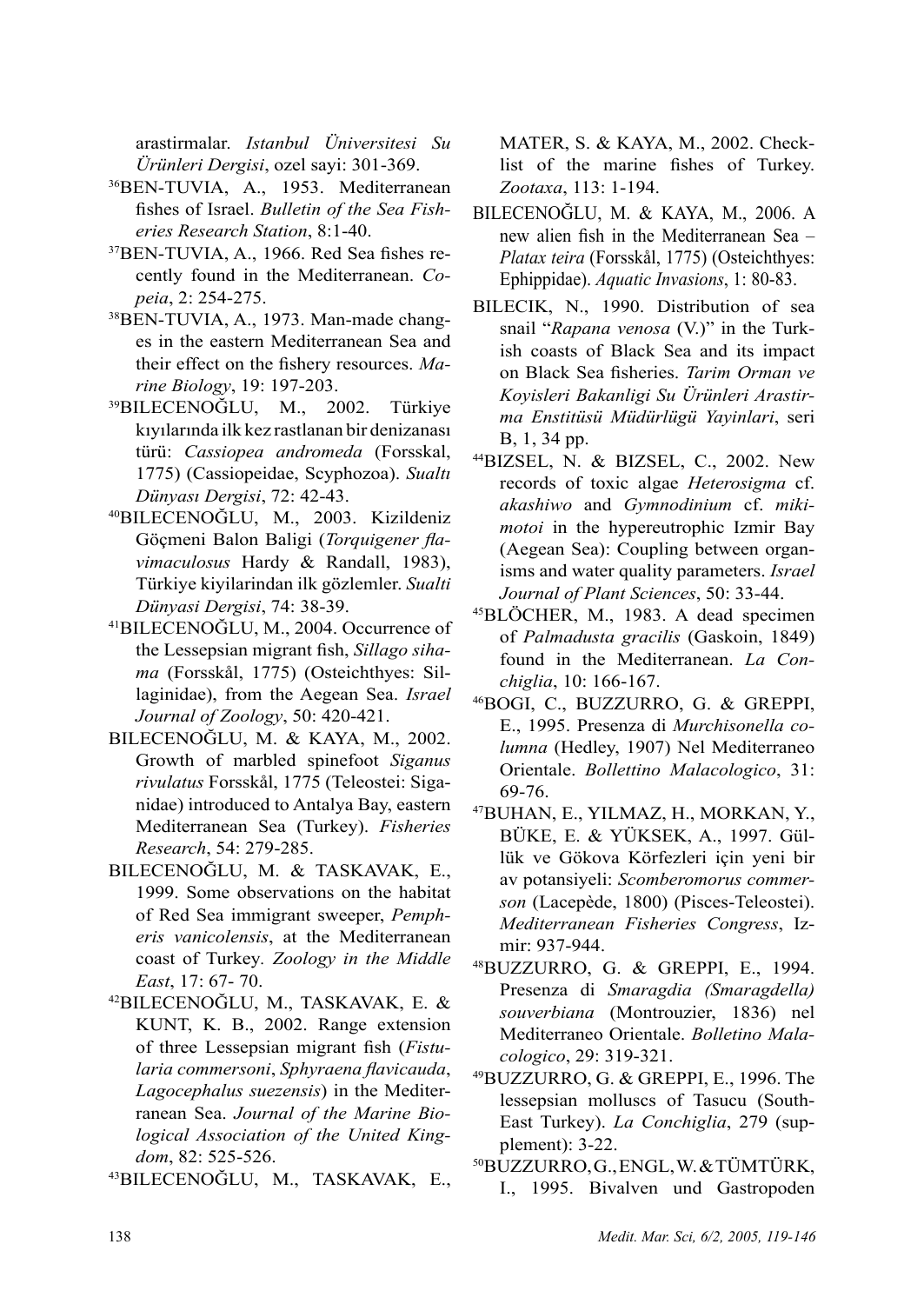arastirmalar. *Istanbul Üniversitesi Su Ürünleri Dergisi*, ozel sayi: 301-369.

[36]BEN-TUVIA, A., 1953. Mediterranean fishes of Israel. *Bulletin of the Sea Fisheries Research Station*, 8:1-40.

[37]BEN-TUVIA, A., 1966. Red Sea fishes recently found in the Mediterranean. *Copeia*, 2: 254-275.

[38]BEN-TUVIA, A., 1973. Man-made changes in the eastern Mediterranean Sea and their effect on the fishery resources. *Marine Biology*, 19: 197-203.

[39]BILECENOĞLU, M., 2002. Türkiye kıyılarında ilk kez rastlanan bir denizanası türü: *Cassiopea andromeda* (Forsskal, 1775) (Cassiopeidae, Scyphozoa). *Sualtı Dünyası Dergisi*, 72: 42-43.

[40]BILECENOĞLU, M., 2003. Kizildeniz Göçmeni Balon Baligi (*Torquigener flavimaculosus* Hardy & Randall, 1983), Türkiye kiyilarindan ilk gözlemler. *Sualti Dünyasi Dergisi*, 74: 38-39.

[41]BILECENOĞLU, M., 2004. Occurrence of the Lessepsian migrant fish, *Sillago sihama* (Forsskål, 1775) (Osteichthyes: Sillaginidae), from the Aegean Sea. *Israel Journal of Zoology*, 50: 420-421.

BILECENOĞLU, M. & KAYA, M., 2002. Growth of marbled spinefoot *Siganus rivulatus* Forsskål, 1775 (Teleostei: Siganidae) introduced to Antalya Bay, eastern Mediterranean Sea (Turkey). *Fisheries Research*, 54: 279-285.

BILECENOĞLU, M. & TASKAVAK, E., 1999. Some observations on the habitat of Red Sea immigrant sweeper, *Pempheris vanicolensis*, at the Mediterranean coast of Turkey. *Zoology in the Middle East*, 17: 67- 70.

[42]BILECENOĞLU, M., TASKAVAK, E. & KUNT, K. B., 2002. Range extension of three Lessepsian migrant fish (*Fistularia commersoni*, *Sphyraena flavicauda*, *Lagocephalus suezensis*) in the Mediterranean Sea. *Journal of the Marine Biological Association of the United Kingdom*, 82: 525-526.

[43]BILECENOĞLU, M., TASKAVAK, E., MATER, S. & KAYA, M., 2002. Checklist of the marine fishes of Turkey. *Zootaxa*, 113: 1-194.

BILECENOĞLU, M. & KAYA, M., 2006. A new alien fish in the Mediterranean Sea – *Platax teira* (Forsskål, 1775) (Osteichthyes: Ephippidae). *Aquatic Invasions*, 1: 80-83.

BILECIK, N., 1990. Distribution of sea snail "*Rapana venosa* (V.)" in the Turkish coasts of Black Sea and its impact on Black Sea fisheries. *Tarim Orman ve Koyisleri Bakanligi Su Ürünleri Arastirma Enstitüsü Müdürlügü Yayinlari*, seri B, 1, 34 pp.

[44]BIZSEL, N. & BIZSEL, C., 2002. New records of toxic algae *Heterosigma* cf. *akashiwo* and *Gymnodinium* cf. *mikimotoi* in the hypereutrophic Izmir Bay (Aegean Sea): Coupling between organisms and water quality parameters. *Israel Journal of Plant Sciences*, 50: 33-44.

[45]BLÖCHER, M., 1983. A dead specimen of *Palmadusta gracilis* (Gaskoin, 1849) found in the Mediterranean. *La Conchiglia*, 10: 166-167.

[46]BOGI, C., BUZZURRO, G. & GREPPI, E., 1995. Presenza di *Murchisonella columna* (Hedley, 1907) Nel Mediterraneo Orientale. *Bollettino Malacologico*, 31: 69-76.

[47]BUHAN, E., YILMAZ, H., MORKAN, Y., BÜKE, E. & YÜKSEK, A., 1997. Güllük ve Gökova Körfezleri için yeni bir av potansiyeli: *Scomberomorus commerson* (Lacepède, 1800) (Pisces-Teleostei). *Mediterranean Fisheries Congress*, Izmir: 937-944.

[48]BUZZURRO, G. & GREPPI, E., 1994. Presenza di *Smaragdia (Smaragdella) souverbiana* (Montrouzier, 1836) nel Mediterraneo Orientale. *Bolletino Malacologico*, 29: 319-321.

[49]BUZZURRO, G. & GREPPI, E., 1996. The lessepsian molluscs of Tasucu (South-East Turkey). *La Conchiglia*, 279 (supplement): 3-22.

[50]BUZZURRO, G., ENGL, W. & TÜMTÜRK, I., 1995. Bivalven und Gastropoden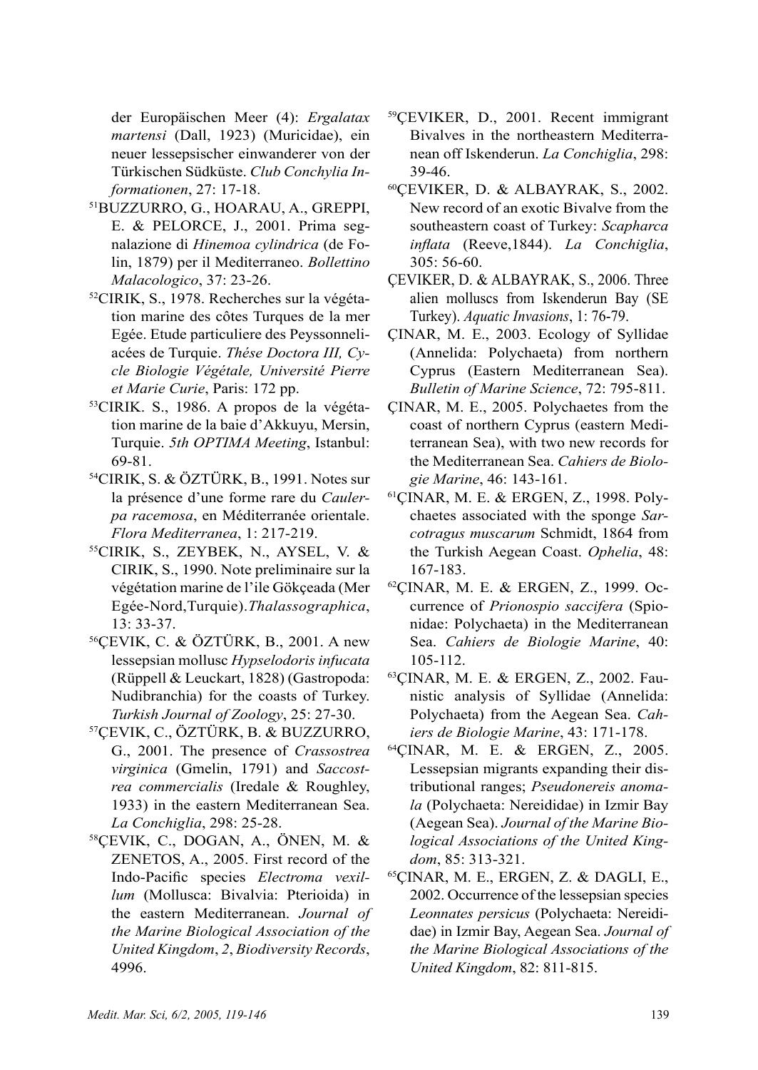der Europäischen Meer (4): *Ergalatax martensi* (Dall, 1923) (Muricidae), ein neuer lessepsischer einwanderer von der Türkischen Südküste. *Club Conchylia Informationen*, 27: 17-18.

[51]BUZZURRO, G., HOARAU, A., GREPPI, E. & PELORCE, J., 2001. Prima segnalazione di *Hinemoa cylindrica* (de Folin, 1879) per il Mediterraneo. *Bollettino Malacologico*, 37: 23-26.

[52]CIRIK, S., 1978. Recherches sur la végétation marine des côtes Turques de la mer Egée. Etude particuliere des Peyssonneliacées de Turquie. *Thése Doctora III, Cycle Biologie Végétale, Université Pierre et Marie Curie*, Paris: 172 pp.

[53]CIRIK. S., 1986. A propos de la végétation marine de la baie d'Akkuyu, Mersin, Turquie. *5th OPTIMA Meeting*, Istanbul: 69-81.

[54]CIRIK, S. & ÖZTÜRK, B., 1991. Notes sur la présence d'une forme rare du *Caulerpa racemosa*, en Méditerranée orientale. *Flora Mediterranea*, 1: 217-219.

[55]CIRIK, S., ZEYBEK, N., AYSEL, V. & CIRIK, S., 1990. Note preliminaire sur la végétation marine de l'ile Gökçeada (Mer Egée-Nord,Turquie).*Thalassographica*, 13: 33-37.

[56]ÇEVIK, C. & ÖZTÜRK, B., 2001. A new lessepsian mollusc *Hypselodoris infucata* (Rüppell & Leuckart, 1828) (Gastropoda: Nudibranchia) for the coasts of Turkey. *Turkish Journal of Zoology*, 25: 27-30.

[57]ÇEVIK, C., ÖZTÜRK, B. & BUZZURRO, G., 2001. The presence of *Crassostrea virginica* (Gmelin, 1791) and *Saccostrea commercialis* (Iredale & Roughley, 1933) in the eastern Mediterranean Sea. *La Conchiglia*, 298: 25-28.

[58]ÇEVIK, C., DOGAN, A., ÖNEN, M. & ZENETOS, A., 2005. First record of the Indo-Pacific species *Electroma vexillum* (Mollusca: Bivalvia: Pterioida) in the eastern Mediterranean. *Journal of the Marine Biological Association of the United Kingdom*, *2*, *Biodiversity Records*, 4996.

[59]ÇEVIKER, D., 2001. Recent immigrant Bivalves in the northeastern Mediterranean off Iskenderun. *La Conchiglia*, 298: 39-46.

[60]ÇEVIKER, D. & ALBAYRAK, S., 2002. New record of an exotic Bivalve from the southeastern coast of Turkey: *Scapharca inflata* (Reeve,1844). *La Conchiglia*, 305: 56-60.

ÇEVIKER, D. & ALBAYRAK, S., 2006. Three alien molluscs from Iskenderun Bay (SE Turkey). *Aquatic Invasions*, 1: 76-79.

ÇINAR, M. E., 2003. Ecology of Syllidae (Annelida: Polychaeta) from northern Cyprus (Eastern Mediterranean Sea). *Bulletin of Marine Science*, 72: 795-811.

ÇINAR, M. E., 2005. Polychaetes from the coast of northern Cyprus (eastern Mediterranean Sea), with two new records for the Mediterranean Sea. *Cahiers de Biologie Marine*, 46: 143-161.

[61]ÇINAR, M. E. & ERGEN, Z., 1998. Polychaetes associated with the sponge *Sarcotragus muscarum* Schmidt, 1864 from the Turkish Aegean Coast. *Ophelia*, 48: 167-183.

[62]ÇINAR, M. E. & ERGEN, Z., 1999. Occurrence of *Prionospio saccifera* (Spionidae: Polychaeta) in the Mediterranean Sea. *Cahiers de Biologie Marine*, 40: 105-112.

[63]ÇINAR, M. E. & ERGEN, Z., 2002. Faunistic analysis of Syllidae (Annelida: Polychaeta) from the Aegean Sea. *Cahiers de Biologie Marine*, 43: 171-178.

[64]ÇINAR, M. E. & ERGEN, Z., 2005. Lessepsian migrants expanding their distributional ranges; *Pseudonereis anomala* (Polychaeta: Nereididae) in Izmir Bay (Aegean Sea). *Journal of the Marine Biological Associations of the United Kingdom*, 85: 313-321.

[65]ÇINAR, M. E., ERGEN, Z. & DAGLI, E., 2002. Occurrence of the lessepsian species *Leonnates persicus* (Polychaeta: Nereididae) in Izmir Bay, Aegean Sea. *Journal of the Marine Biological Associations of the United Kingdom*, 82: 811-815.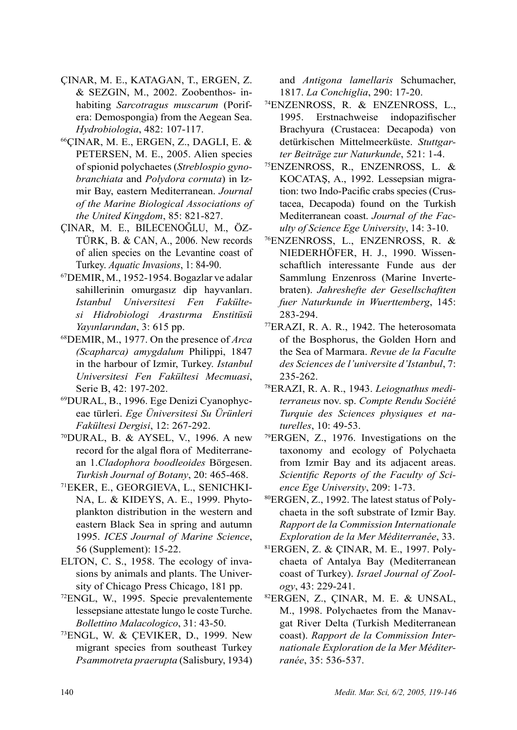ÇINAR, M. E., KATAGAN, T., ERGEN, Z. & SEZGIN, M., 2002. Zoobenthos- inhabiting *Sarcotragus muscarum* (Porifera: Demospongia) from the Aegean Sea. *Hydrobiologia*, 482: 107-117.

[66]ÇINAR, M. E., ERGEN, Z., DAGLI, E. & PETERSEN, M. E., 2005. Alien species of spionid polychaetes (*Streblospio gynobranchiata* and *Polydora cornuta*) in Izmir Bay, eastern Mediterranean. *Journal of the Marine Biological Associations of the United Kingdom*, 85: 821-827.

ÇINAR, M. E., BILECENOĞLU, M., ÖZTÜRK, B. & CAN, A., 2006. New records of alien species on the Levantine coast of Turkey. *Aquatic Invasions*, 1: 84-90.

[67]DEMIR, M., 1952-1954. Bogazlar ve adalar sahillerinin omurgasız dip hayvanları. *Istanbul Universitesi Fen Fakültesi Hidrobiologi Arastırma Enstitüsü Yayınlarından*, 3: 615 pp.

[68]DEMIR, M., 1977. On the presence of *Arca (Scapharca) amygdalum* Philippi, 1847 in the harbour of Izmir, Turkey. *Istanbul Universitesi Fen Fakültesi Mecmuasi*, Serie B, 42: 197-202.

[69]DURAL, B., 1996. Ege Denizi Cyanophyceae türleri. *Ege Üniversitesi Su Ürünleri Fakültesi Dergisi*, 12: 267-292.

[70]DURAL, B. & AYSEL, V., 1996. A new record for the algal flora of Mediterranean 1.*Cladophora boodleoides* Börgesen. *Turkish Journal of Botany*, 20: 465-468.

[71]EKER, E., GEORGIEVA, L., SENICHKINA, L. & KIDEYS, A. E., 1999. Phytoplankton distribution in the western and eastern Black Sea in spring and autumn 1995. *ICES Journal of Marine Science*, 56 (Supplement): 15-22.

ELTON, C. S., 1958. The ecology of invasions by animals and plants. The University of Chicago Press Chicago, 181 pp.

[72]ENGL, W., 1995. Specie prevalentemente lessepsiane attestate lungo le coste Turche. *Bollettino Malacologico*, 31: 43-50.

[73]ENGL, W. & ÇEVIKER, D., 1999. New migrant species from southeast Turkey *Psammotreta praerupta* (Salisbury, 1934) and *Antigona lamellaris* Schumacher, 1817. *La Conchiglia*, 290: 17-20.

[74]ENZENROSS, R. & ENZENROSS, L., 1995. Erstnachweise indopazifischer Brachyura (Crustacea: Decapoda) von detürkischen Mittelmeerküste. *Stuttgarter Beiträge zur Naturkunde*, 521: 1-4.

[75]ENZENROSS, R., ENZENROSS, L. & KOCATAŞ, A., 1992. Lessepsian migration: two Indo-Pacific crabs species (Crustacea, Decapoda) found on the Turkish Mediterranean coast. *Journal of the Faculty of Science Ege University*, 14: 3-10.

[76]ENZENROSS, L., ENZENROSS, R. & NIEDERHÖFER, H. J., 1990. Wissenschaftlich interessante Funde aus der Sammlung Enzenross (Marine Invertebraten). *Jahreshefte der Gesellschaftten fuer Naturkunde in Wuerttemberg*, 145: 283-294.

[77]ERAZI, R. A. R., 1942. The heterosomata of the Bosphorus, the Golden Horn and the Sea of Marmara. *Revue de la Faculte des Sciences de l'universite d'Istanbul*, 7: 235-262.

[78]ERAZI, R. A. R., 1943. *Leiognathus mediterraneus* nov. sp. *Compte Rendu Société Turquie des Sciences physiques et naturelles*, 10: 49-53.

[79]ERGEN, Z., 1976. Investigations on the taxonomy and ecology of Polychaeta from Izmir Bay and its adjacent areas. *Scientific Reports of the Faculty of Science Ege University*, 209: 1-73.

[80]ERGEN, Z., 1992. The latest status of Polychaeta in the soft substrate of Izmir Bay. *Rapport de la Commission Internationale Exploration de la Mer Méditerranée*, 33.

[81]ERGEN, Z. & ÇINAR, M. E., 1997. Polychaeta of Antalya Bay (Mediterranean coast of Turkey). *Israel Journal of Zoology*, 43: 229-241.

[82]ERGEN, Z., ÇINAR, M. E. & UNSAL, M., 1998. Polychaetes from the Manavgat River Delta (Turkish Mediterranean coast). *Rapport de la Commission Internationale Exploration de la Mer Méditerranée*, 35: 536-537.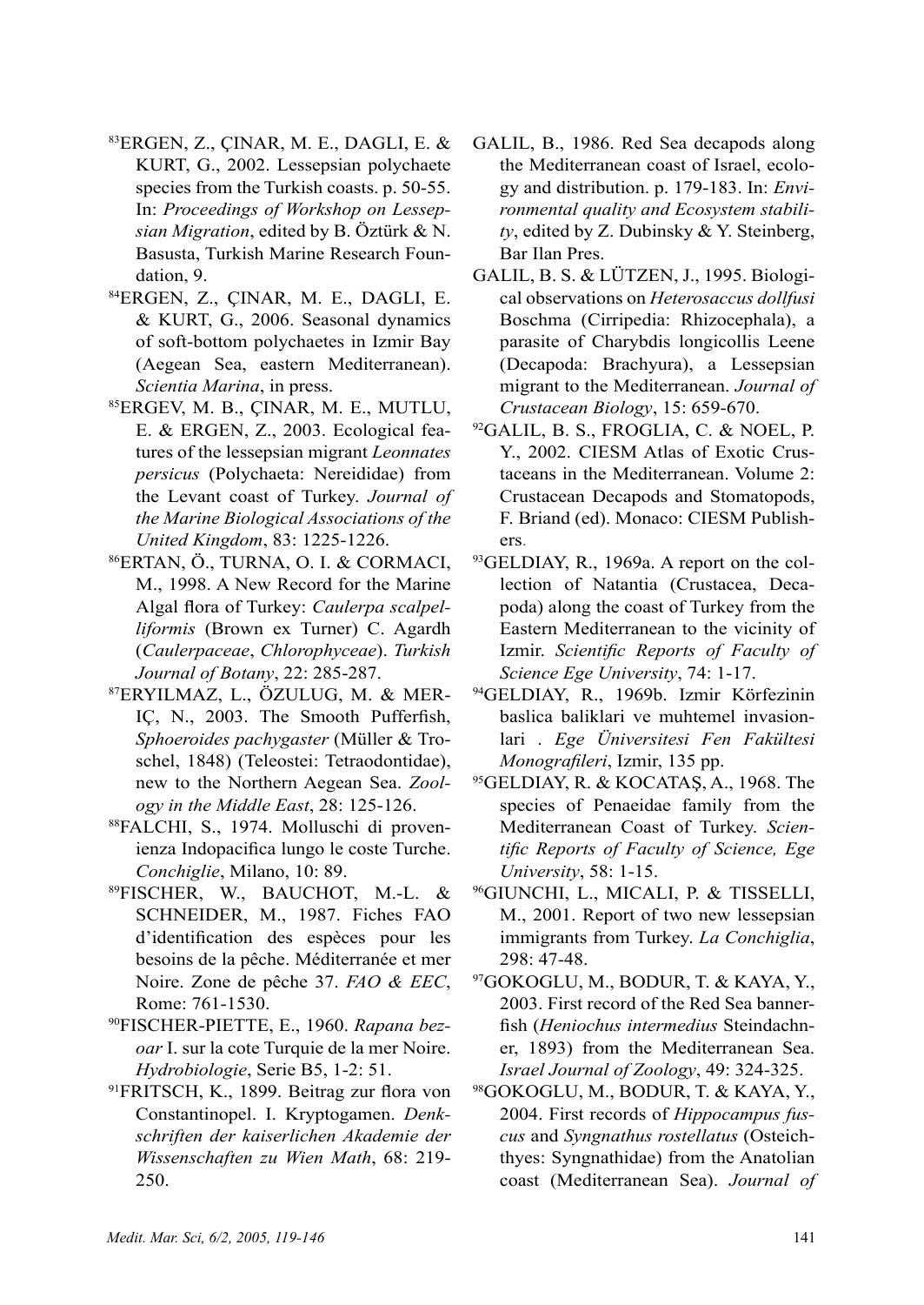[83]ERGEN, Z., ÇINAR, M. E., DAGLI, E. & KURT, G., 2002. Lessepsian polychaete species from the Turkish coasts. p. 50-55. In: *Proceedings of Workshop on Lessepsian Migration*, edited by B. Öztürk & N. Basusta, Turkish Marine Research Foundation, 9.

[84]ERGEN, Z., ÇINAR, M. E., DAGLI, E. & KURT, G., 2006. Seasonal dynamics of soft-bottom polychaetes in Izmir Bay (Aegean Sea, eastern Mediterranean). *Scientia Marina*, in press.

[85]ERGEV, M. B., ÇINAR, M. E., MUTLU, E. & ERGEN, Z., 2003. Ecological features of the lessepsian migrant *Leonnates persicus* (Polychaeta: Nereididae) from the Levant coast of Turkey. *Journal of the Marine Biological Associations of the United Kingdom*, 83: 1225-1226.

[86]ERTAN, Ö., TURNA, O. I. & CORMACI, M., 1998. A New Record for the Marine Algal flora of Turkey: *Caulerpa scalpelliformis* (Brown ex Turner) C. Agardh (*Caulerpaceae*, *Chlorophyceae*). *Turkish Journal of Botany*, 22: 285-287.

[87]ERYILMAZ, L., ÖZULUG, M. & MERIÇ, N., 2003. The Smooth Pufferfish, *Sphoeroides pachygaster* (Müller & Troschel, 1848) (Teleostei: Tetraodontidae), new to the Northern Aegean Sea. *Zoology in the Middle East*, 28: 125-126.

[88]FALCHI, S., 1974. Molluschi di provenienza Indopacifica lungo le coste Turche. *Conchiglie*, Milano, 10: 89.

[89]FISCHER, W., BAUCHOT, M.-L. & SCHNEIDER, M., 1987. Fiches FAO d'identification des espèces pour les besoins de la pêche. Méditerranée et mer Noire. Zone de pêche 37. *FAO & EEC*, Rome: 761-1530.

[90]FISCHER-PIETTE, E., 1960. *Rapana bezoar* I. sur la cote Turquie de la mer Noire. *Hydrobiologie*, Serie B5, 1-2: 51.

[91]FRITSCH, K., 1899. Beitrag zur flora von Constantinopel. I. Kryptogamen. *Denkschriften der kaiserlichen Akademie der Wissenschaften zu Wien Math*, 68: 219-250.

GALIL, B., 1986. Red Sea decapods along the Mediterranean coast of Israel, ecology and distribution. p. 179-183. In: *Environmental quality and Ecosystem stability*, edited by Z. Dubinsky & Y. Steinberg, Bar Ilan Pres.

GALIL, B. S. & LÜTZEN, J., 1995. Biological observations on *Heterosaccus dollfusi* Boschma (Cirripedia: Rhizocephala), a parasite of Charybdis longicollis Leene (Decapoda: Brachyura), a Lessepsian migrant to the Mediterranean. *Journal of Crustacean Biology*, 15: 659-670.

[92]GALIL, B. S., FROGLIA, C. & NOEL, P. Y., 2002. CIESM Atlas of Exotic Crustaceans in the Mediterranean. Volume 2: Crustacean Decapods and Stomatopods, F. Briand (ed). Monaco: CIESM Publishers.

[93]GELDIAY, R., 1969a. A report on the collection of Natantia (Crustacea, Decapoda) along the coast of Turkey from the Eastern Mediterranean to the vicinity of Izmir. *Scientific Reports of Faculty of Science Ege University*, 74: 1-17.

[94]GELDIAY, R., 1969b. Izmir Körfezinin baslica baliklari ve muhtemel invasionlari . *Ege Üniversitesi Fen Fakültesi Monografileri*, Izmir, 135 pp.

[95]GELDIAY, R. & KOCATAŞ, A., 1968. The species of Penaeidae family from the Mediterranean Coast of Turkey. *Scientific Reports of Faculty of Science, Ege University*, 58: 1-15.

[96]GIUNCHI, L., MICALI, P. & TISSELLI, M., 2001. Report of two new lessepsian immigrants from Turkey. *La Conchiglia*, 298: 47-48.

[97]GOKOGLU, M., BODUR, T. & KAYA, Y., 2003. First record of the Red Sea bannerfish (*Heniochus intermedius* Steindachner, 1893) from the Mediterranean Sea. *Israel Journal of Zoology*, 49: 324-325.

[98]GOKOGLU, M., BODUR, T. & KAYA, Y., 2004. First records of *Hippocampus fuscus* and *Syngnathus rostellatus* (Osteichthyes: Syngnathidae) from the Anatolian coast (Mediterranean Sea). *Journal of*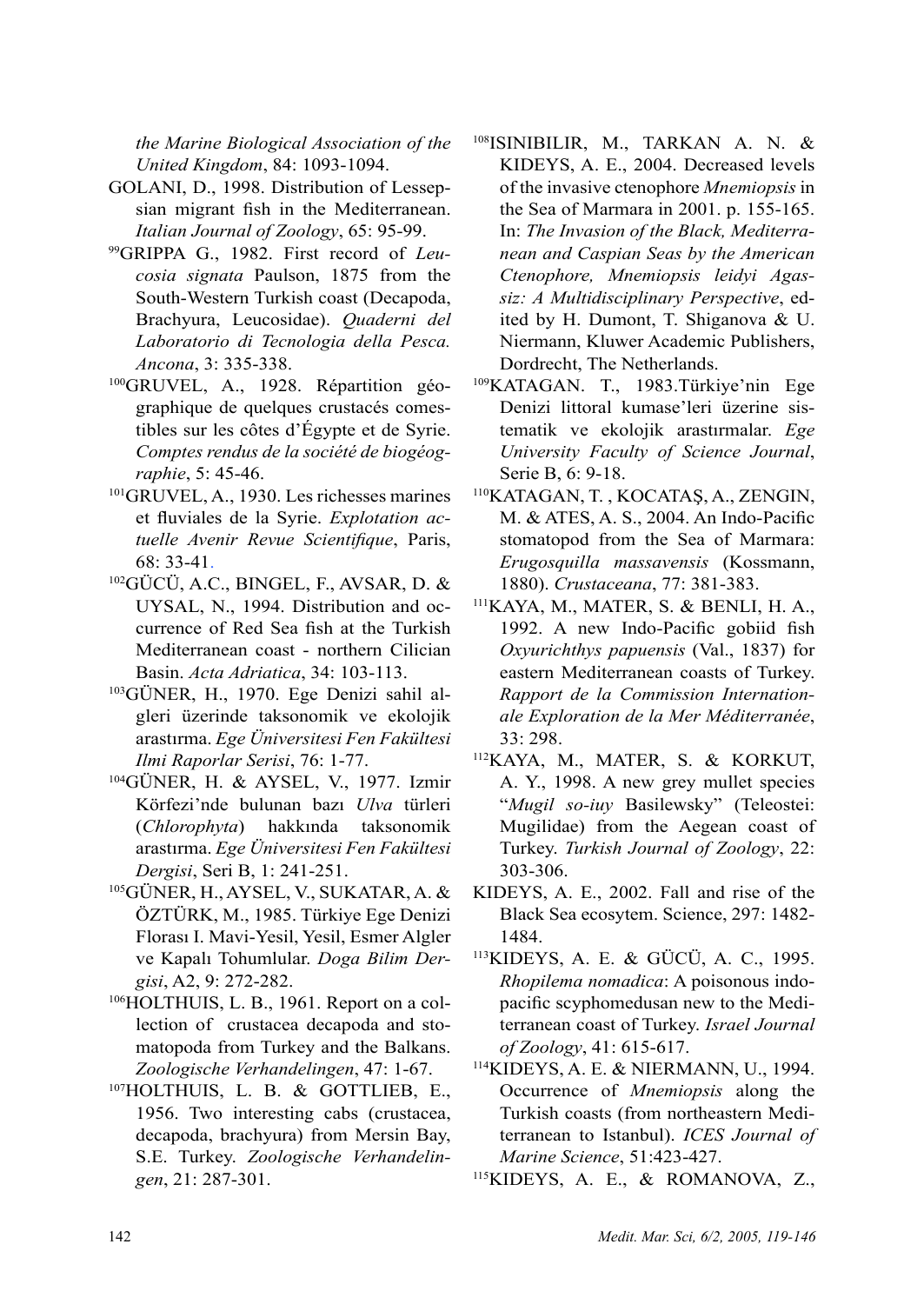*the Marine Biological Association of the United Kingdom*, 84: 1093-1094.

GOLANI, D., 1998. Distribution of Lessepsian migrant fish in the Mediterranean. *Italian Journal of Zoology*, 65: 95-99.

[99]GRIPPA G., 1982. First record of *Leucosia signata* Paulson, 1875 from the South-Western Turkish coast (Decapoda, Brachyura, Leucosidae). *Quaderni del Laboratorio di Tecnologia della Pesca. Ancona*, 3: 335-338.

[100]GRUVEL, A., 1928. Répartition géographique de quelques crustacés comestibles sur les côtes d'Égypte et de Syrie. *Comptes rendus de la société de biogéographie*, 5: 45-46.

[101]GRUVEL, A., 1930. Les richesses marines et fluviales de la Syrie. *Explotation actuelle Avenir Revue Scientifique*, Paris, 68: 33-41.

[102]GÜCÜ, A.C., BINGEL, F., AVSAR, D. & UYSAL, N., 1994. Distribution and occurrence of Red Sea fish at the Turkish Mediterranean coast - northern Cilician Basin. *Acta Adriatica*, 34: 103-113.

[103]GÜNER, H., 1970. Ege Denizi sahil algleri üzerinde taksonomik ve ekolojik arastırma. *Ege Üniversitesi Fen Fakültesi Ilmi Raporlar Serisi*, 76: 1-77.

[104]GÜNER, H. & AYSEL, V., 1977. Izmir Körfezi'nde bulunan bazı *Ulva* türleri (*Chlorophyta*) hakkında taksonomik arastırma. *Ege Üniversitesi Fen Fakültesi Dergisi*, Seri B, 1: 241-251.

[105]GÜNER, H., AYSEL, V., SUKATAR, A. & ÖZTÜRK, M., 1985. Türkiye Ege Denizi Florası I. Mavi-Yesil, Yesil, Esmer Algler ve Kapalı Tohumlular. *Doga Bilim Dergisi*, A2, 9: 272-282.

[106]HOLTHUIS, L. B., 1961. Report on a collection of crustacea decapoda and stomatopoda from Turkey and the Balkans. *Zoologische Verhandelingen*, 47: 1-67.

[107]HOLTHUIS, L. B. & GOTTLIEB, E., 1956. Two interesting cabs (crustacea, decapoda, brachyura) from Mersin Bay, S.E. Turkey. *Zoologische Verhandelingen*, 21: 287-301.

[108]ISINIBILIR, M., TARKAN A. N. & KIDEYS, A. E., 2004. Decreased levels of the invasive ctenophore *Mnemiopsis* in the Sea of Marmara in 2001. p. 155-165. In: *The Invasion of the Black, Mediterranean and Caspian Seas by the American Ctenophore, Mnemiopsis leidyi Agassiz: A Multidisciplinary Perspective*, edited by H. Dumont, T. Shiganova & U. Niermann, Kluwer Academic Publishers, Dordrecht, The Netherlands.

[109]KATAGAN. T., 1983.Türkiye'nin Ege Denizi littoral kumase'leri üzerine sistematik ve ekolojik arastırmalar. *Ege University Faculty of Science Journal*, Serie B, 6: 9-18.

[110]KATAGAN, T. , KOCATAŞ, A., ZENGIN, M. & ATES, A. S., 2004. An Indo-Pacific stomatopod from the Sea of Marmara: *Erugosquilla massavensis* (Kossmann, 1880). *Crustaceana*, 77: 381-383.

[111]KAYA, M., MATER, S. & BENLI, H. A., 1992. A new Indo-Pacific gobiid fish *Oxyurichthys papuensis* (Val., 1837) for eastern Mediterranean coasts of Turkey. *Rapport de la Commission Internationale Exploration de la Mer Méditerranée*, 33: 298.

[112]KAYA, M., MATER, S. & KORKUT, A. Y., 1998. A new grey mullet species "*Mugil so-iuy* Basilewsky" (Teleostei: Mugilidae) from the Aegean coast of Turkey. *Turkish Journal of Zoology*, 22: 303-306.

KIDEYS, A. E., 2002. Fall and rise of the Black Sea ecosytem. Science, 297: 1482-1484.

[113]KIDEYS, A. E. & GÜCÜ, A. C., 1995. *Rhopilema nomadica*: A poisonous indopacific scyphomedusan new to the Mediterranean coast of Turkey. *Israel Journal of Zoology*, 41: 615-617.

[114]KIDEYS, A. E. & NIERMANN, U., 1994. Occurrence of *Mnemiopsis* along the Turkish coasts (from northeastern Mediterranean to Istanbul). *ICES Journal of Marine Science*, 51:423-427.

[115]KIDEYS, A. E., & ROMANOVA, Z.,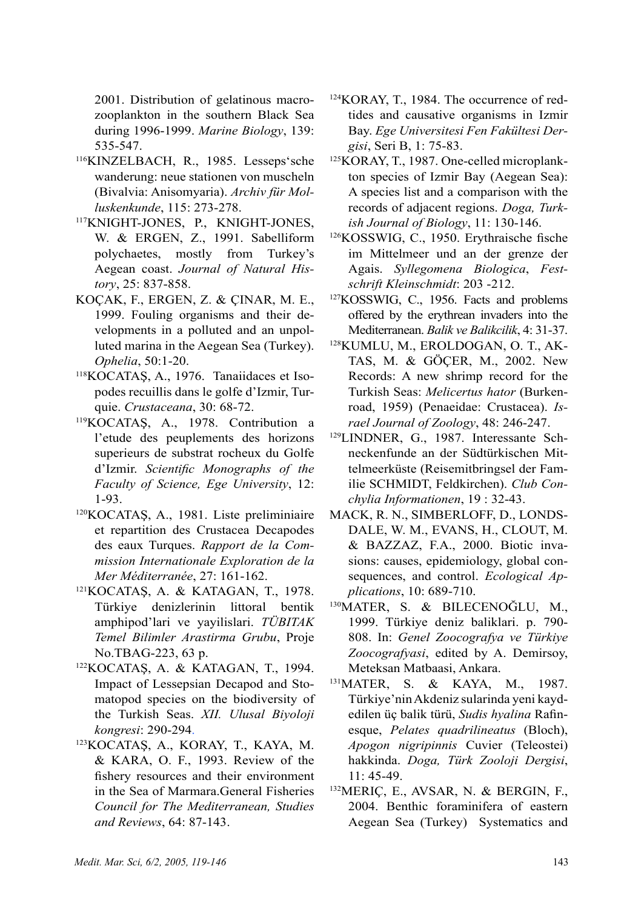2001. Distribution of gelatinous macrozooplankton in the southern Black Sea during 1996-1999. *Marine Biology*, 139: 535-547.

[116]KINZELBACH, R., 1985. Lesseps'sche wanderung: neue stationen von muscheln (Bivalvia: Anisomyaria). *Archiv für Molluskenkunde*, 115: 273-278.

[117]KNIGHT-JONES, P., KNIGHT-JONES, W. & ERGEN, Z., 1991. Sabelliform polychaetes, mostly from Turkey's Aegean coast. *Journal of Natural History*, 25: 837-858.

KOÇAK, F., ERGEN, Z. & ÇINAR, M. E., 1999. Fouling organisms and their developments in a polluted and an unpolluted marina in the Aegean Sea (Turkey). *Ophelia*, 50:1-20.

[118]KOCATAŞ, A., 1976. Tanaiidaces et Isopodes recuillis dans le golfe d'Izmir, Turquie. *Crustaceana*, 30: 68-72.

[119]KOCATAŞ, A., 1978. Contribution a l'etude des peuplements des horizons superieurs de substrat rocheux du Golfe d'Izmir. *Scientific Monographs of the Faculty of Science, Ege University*, 12: 1-93.

[120]KOCATAŞ, A., 1981. Liste preliminiaire et repartition des Crustacea Decapodes des eaux Turques. *Rapport de la Commission Internationale Exploration de la Mer Méditerranée*, 27: 161-162.

[121]KOCATAŞ, A. & KATAGAN, T., 1978. Türkiye denizlerinin littoral bentik amphipod'lari ve yayilislari. *TÜBITAK Temel Bilimler Arastirma Grubu*, Proje No.TBAG-223, 63 p.

[122]KOCATAŞ, A. & KATAGAN, T., 1994. Impact of Lessepsian Decapod and Stomatopod species on the biodiversity of the Turkish Seas. *XII. Ulusal Biyoloji kongresi*: 290-294.

[123]KOCATAŞ, A., KORAY, T., KAYA, M. & KARA, O. F., 1993. Review of the fishery resources and their environment in the Sea of Marmara.General Fisheries *Council for The Mediterranean, Studies and Reviews*, 64: 87-143.

[124]KORAY, T., 1984. The occurrence of red-tides and causative organisms in Izmir Bay. *Ege Universitesi Fen Fakültesi Dergisi*, Seri B, 1: 75-83.

[125]KORAY, T., 1987. One-celled microplankton species of Izmir Bay (Aegean Sea): A species list and a comparison with the records of adjacent regions. *Doga, Turkish Journal of Biology*, 11: 130-146.

[126]KOSSWIG, C., 1950. Erythraische fische im Mittelmeer und an der grenze der Agais. *Syllegomena Biologica*, *Festschrift Kleinschmidt*: 203 -212.

[127]KOSSWIG, C., 1956. Facts and problems offered by the erythrean invaders into the Mediterranean. *Balik ve Balikcilik*, 4: 31-37.

[128]KUMLU, M., EROLDOGAN, O. T., AKTAS, M. & GÖÇER, M., 2002. New Records: A new shrimp record for the Turkish Seas: *Melicertus hator* (Burkenroad, 1959) (Penaeidae: Crustacea). *Israel Journal of Zoology*, 48: 246-247.

[129]LINDNER, G., 1987. Interessante Schneckenfunde an der Südtürkischen Mittelmeerküste (Reisemitbringsel der Familie SCHMIDT, Feldkirchen). *Club Conchylia Informationen*, 19 : 32-43.

MACK, R. N., SIMBERLOFF, D., LONDSDALE, W. M., EVANS, H., CLOUT, M. & BAZZAZ, F.A., 2000. Biotic invasions: causes, epidemiology, global consequences, and control. *Ecological Applications*, 10: 689-710.

[130]MATER, S. & BILECENOĞLU, M., 1999. Türkiye deniz baliklari. p. 790-808. In: *Genel Zoocografya ve Türkiye Zoocografyasi*, edited by A. Demirsoy, Meteksan Matbaasi, Ankara.

[131]MATER, S. & KAYA, M., 1987. Türkiye'nin Akdeniz sularinda yeni kaydedilen üç balik türü, *Sudis hyalina* Rafinesque, *Pelates quadrilineatus* (Bloch), *Apogon nigripinnis* Cuvier (Teleostei) hakkinda. *Doga, Türk Zooloji Dergisi*, 11: 45-49.

[132]MERIÇ, E., AVSAR, N. & BERGIN, F., 2004. Benthic foraminifera of eastern Aegean Sea (Turkey) Systematics and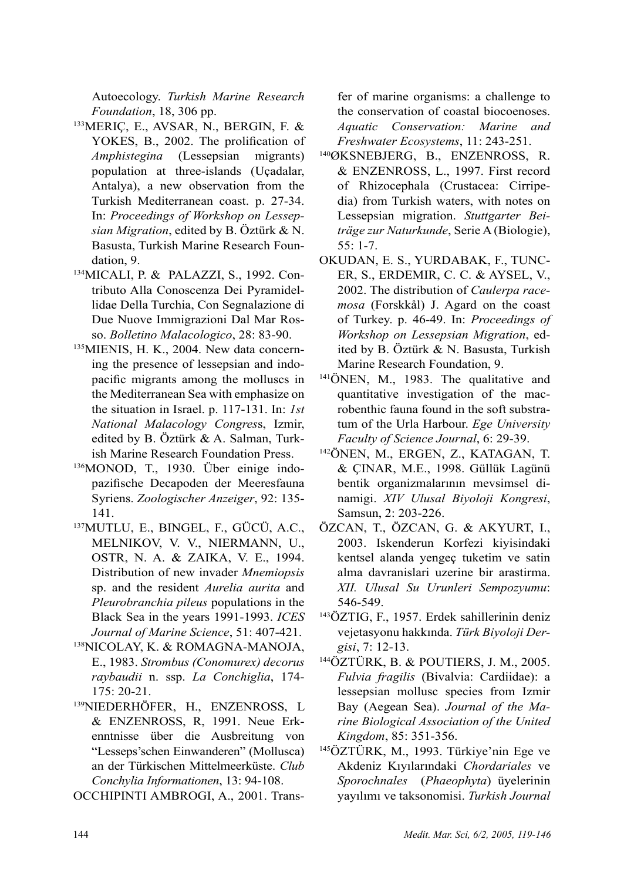Autoecology. *Turkish Marine Research Foundation*, 18, 306 pp.

[133]MERIÇ, E., AVSAR, N., BERGIN, F. & YOKES, B., 2002. The prolification of *Amphistegina* (Lessepsian migrants) population at three-islands (Uçadalar, Antalya), a new observation from the Turkish Mediterranean coast. p. 27-34. In: *Proceedings of Workshop on Lessepsian Migration*, edited by B. Öztürk & N. Basusta, Turkish Marine Research Foundation, 9.

[134]MICALI, P. & PALAZZI, S., 1992. Contributo Alla Conoscenza Dei Pyramidellidae Della Turchia, Con Segnalazione di Due Nuove Immigrazioni Dal Mar Rosso. *Bolletino Malacologico*, 28: 83-90.

[135]MIENIS, H. K., 2004. New data concerning the presence of lessepsian and indopacific migrants among the molluscs in the Mediterranean Sea with emphasize on the situation in Israel. p. 117-131. In: *1st National Malacology Congres*s, Izmir, edited by B. Öztürk & A. Salman, Turkish Marine Research Foundation Press.

[136]MONOD, T., 1930. Über einige indopazifische Decapoden der Meeresfauna Syriens. *Zoologischer Anzeiger*, 92: 135-141.

[137]MUTLU, E., BINGEL, F., GÜCÜ, A.C., MELNIKOV, V. V., NIERMANN, U., OSTR, N. A. & ZAIKA, V. E., 1994. Distribution of new invader *Mnemiopsis* sp. and the resident *Aurelia aurita* and *Pleurobranchia pileus* populations in the Black Sea in the years 1991-1993. *ICES Journal of Marine Science*, 51: 407-421.

[138]NICOLAY, K. & ROMAGNA-MANOJA, E., 1983. *Strombus (Conomurex) decorus raybaudii* n. ssp. *La Conchiglia*, 174-175: 20-21.

[139]NIEDERHÖFER, H., ENZENROSS, L & ENZENROSS, R, 1991. Neue Erkenntnisse über die Ausbreitung von "Lesseps'schen Einwanderen" (Mollusca) an der Türkischen Mittelmeerküste. *Club Conchylia Informationen*, 13: 94-108.

OCCHIPINTI AMBROGI, A., 2001. Transfer of marine organisms: a challenge to the conservation of coastal biocoenoses. *Aquatic Conservation: Marine and Freshwater Ecosystems*, 11: 243-251.

[140]ØKSNEBJERG, B., ENZENROSS, R. & ENZENROSS, L., 1997. First record of Rhizocephala (Crustacea: Cirripedia) from Turkish waters, with notes on Lessepsian migration. *Stuttgarter Beiträge zur Naturkunde*, Serie A (Biologie), 55: 1-7.

OKUDAN, E. S., YURDABAK, F., TUNCER, S., ERDEMIR, C. C. & AYSEL, V., 2002. The distribution of *Caulerpa racemosa* (Forskkål) J. Agard on the coast of Turkey. p. 46-49. In: *Proceedings of Workshop on Lessepsian Migration*, edited by B. Öztürk & N. Basusta, Turkish Marine Research Foundation, 9.

[141]ÖNEN, M., 1983. The qualitative and quantitative investigation of the macrobenthic fauna found in the soft substratum of the Urla Harbour. *Ege University Faculty of Science Journal*, 6: 29-39.

[142]ÖNEN, M., ERGEN, Z., KATAGAN, T. & ÇINAR, M.E., 1998. Güllük Lagünü bentik organizmalarının mevsimsel dinamigi. *XIV Ulusal Biyoloji Kongresi*, Samsun, 2: 203-226.

ÖZCAN, T., ÖZCAN, G. & AKYURT, I., 2003. Iskenderun Korfezi kiyisindaki kentsel alanda yengeç tuketim ve satin alma davranislari uzerine bir arastirma. *XII. Ulusal Su Urunleri Sempozyumu*: 546-549.

[143]ÖZTIG, F., 1957. Erdek sahillerinin deniz vejetasyonu hakkında. *Türk Biyoloji Dergisi*, 7: 12-13.

[144]ÖZTÜRK, B. & POUTIERS, J. M., 2005. *Fulvia fragilis* (Bivalvia: Cardiidae): a lessepsian mollusc species from Izmir Bay (Aegean Sea). *Journal of the Marine Biological Association of the United Kingdom*, 85: 351-356.

[145]ÖZTÜRK, M., 1993. Türkiye'nin Ege ve Akdeniz Kıyılarındaki *Chordariales* ve *Sporochnales* (*Phaeophyta*) üyelerinin yayılımı ve taksonomisi. *Turkish Journal*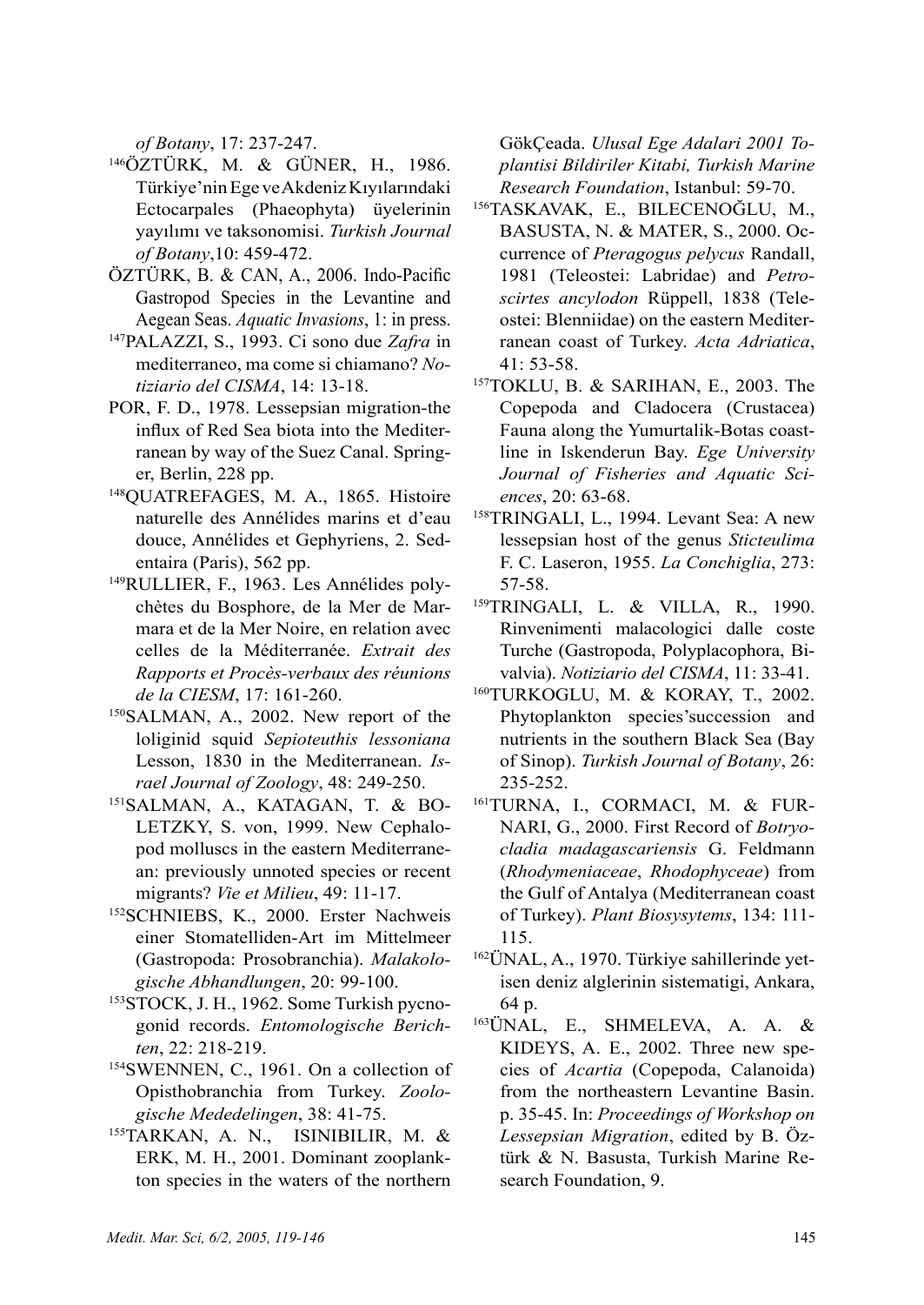*of Botany*, 17: 237-247.

[146]ÖZTÜRK, M. & GÜNER, H., 1986. Türkiye'nin Ege ve Akdeniz Kıyılarındaki Ectocarpales (Phaeophyta) üyelerinin yayılımı ve taksonomisi. *Turkish Journal of Botany*,10: 459-472.

ÖZTÜRK, B. & CAN, A., 2006. Indo-Pacific Gastropod Species in the Levantine and Aegean Seas. *Aquatic Invasions*, 1: in press.

[147]PALAZZI, S., 1993. Ci sono due *Zafra* in mediterraneo, ma come si chiamano? *Notiziario del CISMA*, 14: 13-18.

POR, F. D., 1978. Lessepsian migration-the influx of Red Sea biota into the Mediterranean by way of the Suez Canal. Springer, Berlin, 228 pp.

[148]QUATREFAGES, M. A., 1865. Histoire naturelle des Annélides marins et d'eau douce, Annélides et Gephyriens, 2. Sedentaira (Paris), 562 pp.

[149]RULLIER, F., 1963. Les Annélides polychètes du Bosphore, de la Mer de Marmara et de la Mer Noire, en relation avec celles de la Méditerranée. *Extrait des Rapports et Procès-verbaux des réunions de la CIESM*, 17: 161-260.

[150]SALMAN, A., 2002. New report of the loliginid squid *Sepioteuthis lessoniana* Lesson, 1830 in the Mediterranean. *Israel Journal of Zoology*, 48: 249-250.

[151]SALMAN, A., KATAGAN, T. & BOLETZKY, S. von, 1999. New Cephalopod molluscs in the eastern Mediterranean: previously unnoted species or recent migrants? *Vie et Milieu*, 49: 11-17.

[152]SCHNIEBS, K., 2000. Erster Nachweis einer Stomatelliden-Art im Mittelmeer (Gastropoda: Prosobranchia). *Malakologische Abhandlungen*, 20: 99-100.

[153]STOCK, J. H., 1962. Some Turkish pycnogonid records. *Entomologische Berichten*, 22: 218-219.

[154]SWENNEN, C., 1961. On a collection of Opisthobranchia from Turkey. *Zoologische Mededelingen*, 38: 41-75.

[155]TARKAN, A. N., ISINIBILIR, M. & ERK, M. H., 2001. Dominant zooplankton species in the waters of the northern GökÇeada. *Ulusal Ege Adalari 2001 Toplantisi Bildiriler Kitabi, Turkish Marine Research Foundation*, Istanbul: 59-70.

[156]TASKAVAK, E., BILECENOĞLU, M., BASUSTA, N. & MATER, S., 2000. Occurrence of *Pteragogus pelycus* Randall, 1981 (Teleostei: Labridae) and *Petroscirtes ancylodon* Rüppell, 1838 (Teleostei: Blenniidae) on the eastern Mediterranean coast of Turkey. *Acta Adriatica*, 41: 53-58.

[157]TOKLU, B. & SARIHAN, E., 2003. The Copepoda and Cladocera (Crustacea) Fauna along the Yumurtalik-Botas coastline in Iskenderun Bay. *Ege University Journal of Fisheries and Aquatic Sciences*, 20: 63-68.

[158]TRINGALI, L., 1994. Levant Sea: A new lessepsian host of the genus *Sticteulima* F. C. Laseron, 1955. *La Conchiglia*, 273: 57-58.

[159]TRINGALI, L. & VILLA, R., 1990. Rinvenimenti malacologici dalle coste Turche (Gastropoda, Polyplacophora, Bivalvia). *Notiziario del CISMA*, 11: 33-41.

[160]TURKOGLU, M. & KORAY, T., 2002. Phytoplankton species'succession and nutrients in the southern Black Sea (Bay of Sinop). *Turkish Journal of Botany*, 26: 235-252.

[161]TURNA, I., CORMACI, M. & FURNARI, G., 2000. First Record of *Botryocladia madagascariensis* G. Feldmann (*Rhodymeniaceae*, *Rhodophyceae*) from the Gulf of Antalya (Mediterranean coast of Turkey). *Plant Biosysytems*, 134: 111-115.

[162]ÜNAL, A., 1970. Türkiye sahillerinde yetisen deniz alglerinin sistematigi, Ankara, 64 p.

[163]ÜNAL, E., SHMELEVA, A. A. & KIDEYS, A. E., 2002. Three new species of *Acartia* (Copepoda, Calanoida) from the northeastern Levantine Basin. p. 35-45. In: *Proceedings of Workshop on Lessepsian Migration*, edited by B. Öztürk & N. Basusta, Turkish Marine Research Foundation, 9.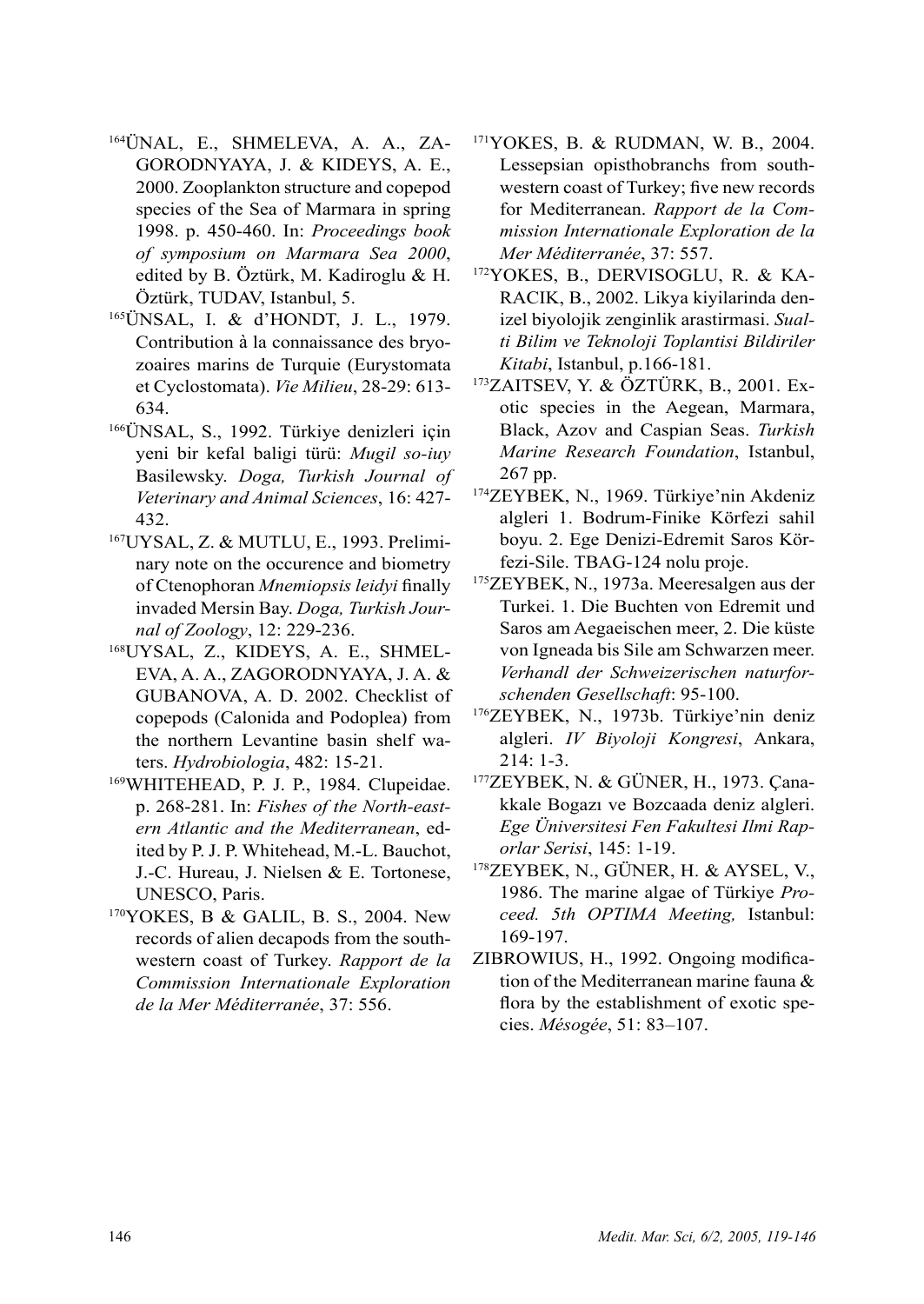[164]ÜNAL, E., SHMELEVA, A. A., ZAGORODNYAYA, J. & KIDEYS, A. E., 2000. Zooplankton structure and copepod species of the Sea of Marmara in spring 1998. p. 450-460. In: *Proceedings book of symposium on Marmara Sea 2000*, edited by B. Öztürk, M. Kadiroglu & H. Öztürk, TUDAV, Istanbul, 5.

[165]ÜNSAL, I. & d'HONDT, J. L., 1979. Contribution à la connaissance des bryozoaires marins de Turquie (Eurystomata et Cyclostomata). *Vie Milieu*, 28-29: 613-634.

[166]ÜNSAL, S., 1992. Türkiye denizleri için yeni bir kefal baligi türü: *Mugil so-iuy* Basilewsky. *Doga, Turkish Journal of Veterinary and Animal Sciences*, 16: 427-432.

[167]UYSAL, Z. & MUTLU, E., 1993. Preliminary note on the occurence and biometry of Ctenophoran *Mnemiopsis leidyi* finally invaded Mersin Bay. *Doga, Turkish Journal of Zoology*, 12: 229-236.

[168]UYSAL, Z., KIDEYS, A. E., SHMELEVA, A. A., ZAGORODNYAYA, J. A. & GUBANOVA, A. D. 2002. Checklist of copepods (Calonida and Podoplea) from the northern Levantine basin shelf waters. *Hydrobiologia*, 482: 15-21.

[169]WHITEHEAD, P. J. P., 1984. Clupeidae. p. 268-281. In: *Fishes of the North-eastern Atlantic and the Mediterranean*, edited by P. J. P. Whitehead, M.-L. Bauchot, J.-C. Hureau, J. Nielsen & E. Tortonese, UNESCO, Paris.

[170]YOKES, B & GALIL, B. S., 2004. New records of alien decapods from the southwestern coast of Turkey. *Rapport de la Commission Internationale Exploration de la Mer Méditerranée*, 37: 556.

[171]YOKES, B. & RUDMAN, W. B., 2004. Lessepsian opisthobranchs from southwestern coast of Turkey; five new records for Mediterranean. *Rapport de la Commission Internationale Exploration de la Mer Méditerranée*, 37: 557.

[172]YOKES, B., DERVISOGLU, R. & KARACIK, B., 2002. Likya kiyilarinda denizel biyolojik zenginlik arastirmasi. *Sualti Bilim ve Teknoloji Toplantisi Bildiriler Kitabi*, Istanbul, p.166-181.

[173]ZAITSEV, Y. & ÖZTÜRK, B., 2001. Exotic species in the Aegean, Marmara, Black, Azov and Caspian Seas. *Turkish Marine Research Foundation*, Istanbul, 267 pp.

[174]ZEYBEK, N., 1969. Türkiye'nin Akdeniz algleri 1. Bodrum-Finike Körfezi sahil boyu. 2. Ege Denizi-Edremit Saros Körfezi-Sile. TBAG-124 nolu proje.

[175]ZEYBEK, N., 1973a. Meeresalgen aus der Turkei. 1. Die Buchten von Edremit und Saros am Aegaeischen meer, 2. Die küste von Igneada bis Sile am Schwarzen meer. *Verhandl der Schweizerischen naturforschenden Gesellschaft*: 95-100.

[176]ZEYBEK, N., 1973b. Türkiye'nin deniz algleri. *IV Biyoloji Kongresi*, Ankara, 214: 1-3.

[177]ZEYBEK, N. & GÜNER, H., 1973. Çanakkale Bogazı ve Bozcaada deniz algleri. *Ege Üniversitesi Fen Fakultesi Ilmi Raporlar Serisi*, 145: 1-19.

[178]ZEYBEK, N., GÜNER, H. & AYSEL, V., 1986. The marine algae of Türkiye *Proceed. 5th OPTIMA Meeting,* Istanbul: 169-197.

ZIBROWIUS, H., 1992. Ongoing modification of the Mediterranean marine fauna & flora by the establishment of exotic species. *Mésogée*, 51: 83–107.